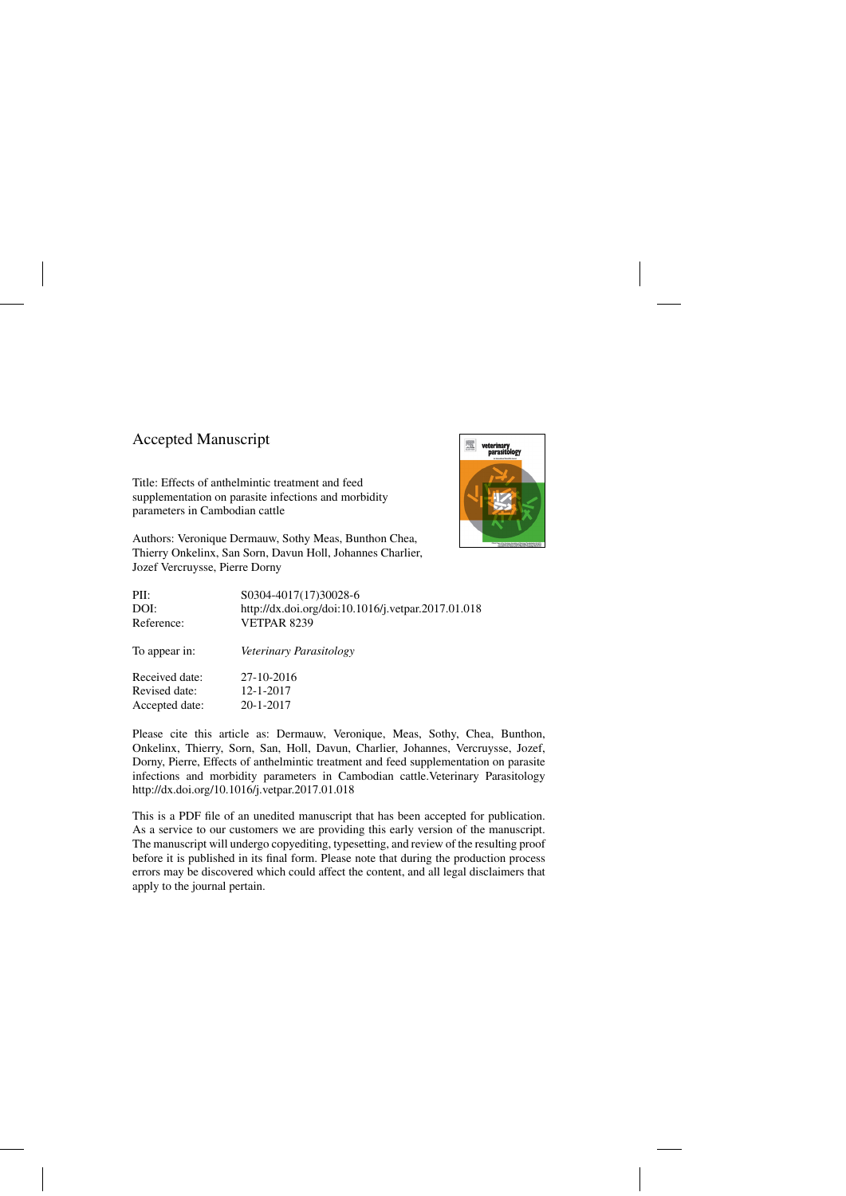Accepted Manuscript

Title: Effects of anthelmintic treatment and feed supplementation on parasite infections and morbidity parameters in Cambodian cattle

Authors: Veronique Dermauw, Sothy Meas, Bunthon Chea, Thierry Onkelinx, San Sorn, Davun Holl, Johannes Charlier, Jozef Vercruysse, Pierre Dorny

| | |
|---|---|
| PII: | S0304-4017(17)30028-6 |
| DOI: | http://dx.doi.org/doi:10.1016/j.vetpar.2017.01.018 |
| Reference: | VETPAR 8239 |
| To appear in: | *Veterinary Parasitology* |
| Received date: | 27-10-2016 |
| Revised date: | 12-1-2017 |
| Accepted date: | 20-1-2017 |

Please cite this article as: Dermauw, Veronique, Meas, Sothy, Chea, Bunthon, Onkelinx, Thierry, Sorn, San, Holl, Davun, Charlier, Johannes, Vercruysse, Jozef, Dorny, Pierre, Effects of anthelmintic treatment and feed supplementation on parasite infections and morbidity parameters in Cambodian cattle.Veterinary Parasitology http://dx.doi.org/10.1016/j.vetpar.2017.01.018

This is a PDF file of an unedited manuscript that has been accepted for publication. As a service to our customers we are providing this early version of the manuscript. The manuscript will undergo copyediting, typesetting, and review of the resulting proof before it is published in its final form. Please note that during the production process errors may be discovered which could affect the content, and all legal disclaimers that apply to the journal pertain.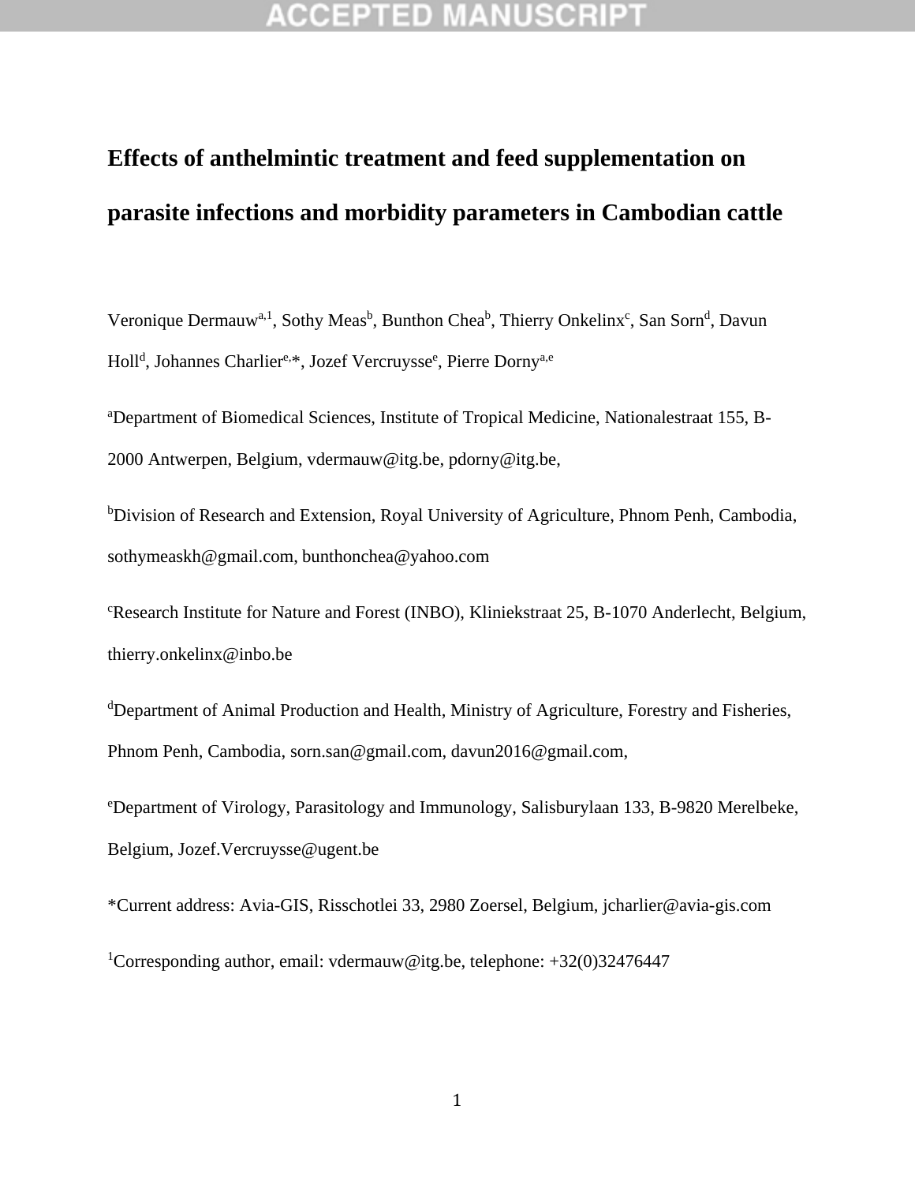# Effects of anthelmintic treatment and feed supplementation on parasite infections and morbidity parameters in Cambodian cattle

Veronique Dermauw[a,1], Sothy Meas[b], Bunthon Chea[b], Thierry Onkelinx[c], San Sorn[d], Davun Holl[d], Johannes Charlier[e,*], Jozef Vercruysse[e], Pierre Dorny[a,e]

[a]Department of Biomedical Sciences, Institute of Tropical Medicine, Nationalestraat 155, B-2000 Antwerpen, Belgium, vdermauw@itg.be, pdorny@itg.be,

[b]Division of Research and Extension, Royal University of Agriculture, Phnom Penh, Cambodia, sothymeaskh@gmail.com, bunthonchea@yahoo.com

[c]Research Institute for Nature and Forest (INBO), Kliniekstraat 25, B-1070 Anderlecht, Belgium, thierry.onkelinx@inbo.be

[d]Department of Animal Production and Health, Ministry of Agriculture, Forestry and Fisheries, Phnom Penh, Cambodia, sorn.san@gmail.com, davun2016@gmail.com,

[e]Department of Virology, Parasitology and Immunology, Salisburylaan 133, B-9820 Merelbeke, Belgium, Jozef.Vercruysse@ugent.be

*Current address: Avia-GIS, Risschotlei 33, 2980 Zoersel, Belgium, jcharlier@avia-gis.com

[1]Corresponding author, email: vdermauw@itg.be, telephone: +32(0)32476447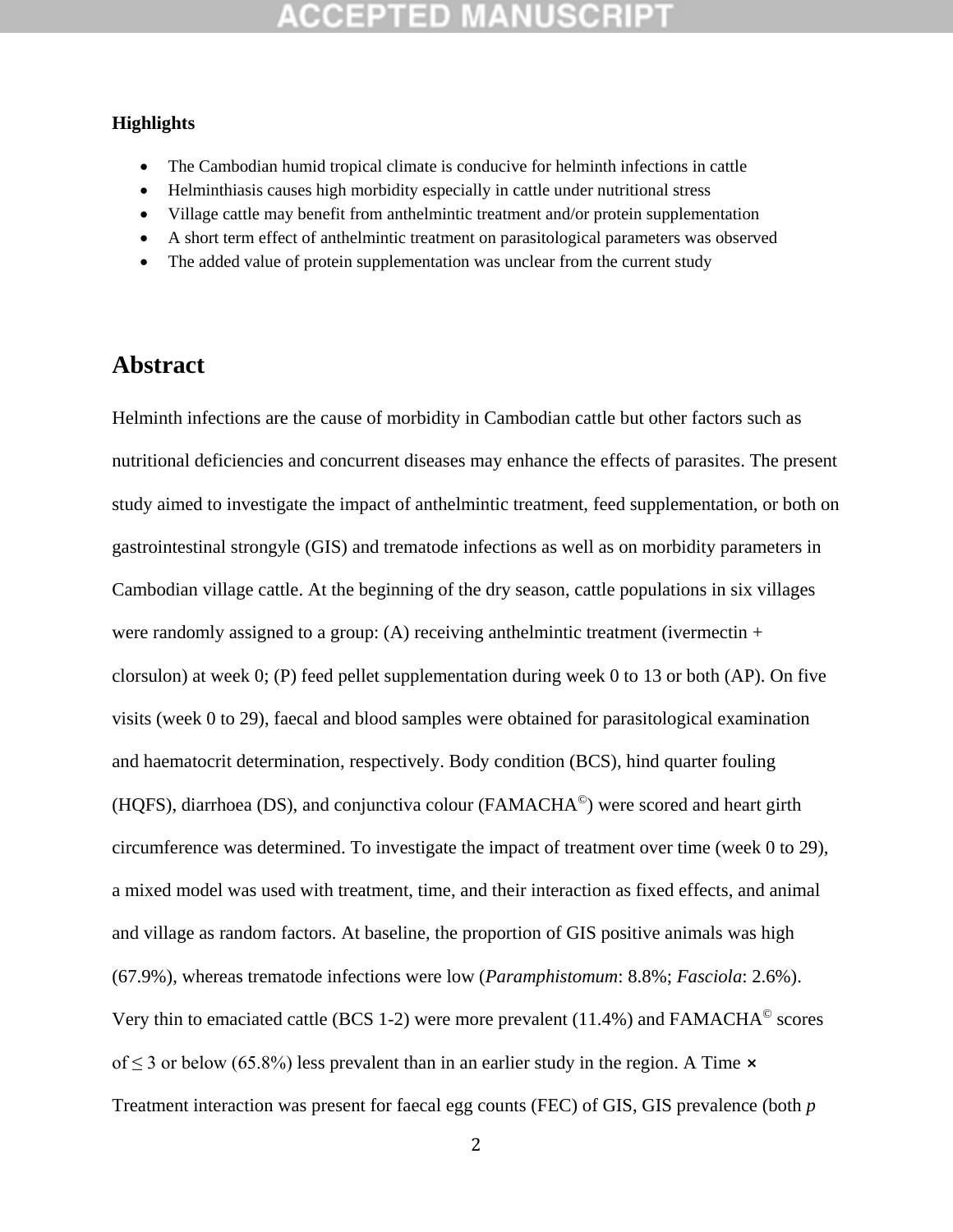**Highlights**

- The Cambodian humid tropical climate is conducive for helminth infections in cattle
- Helminthiasis causes high morbidity especially in cattle under nutritional stress
- Village cattle may benefit from anthelmintic treatment and/or protein supplementation
- A short term effect of anthelmintic treatment on parasitological parameters was observed
- The added value of protein supplementation was unclear from the current study

## Abstract

Helminth infections are the cause of morbidity in Cambodian cattle but other factors such as nutritional deficiencies and concurrent diseases may enhance the effects of parasites. The present study aimed to investigate the impact of anthelmintic treatment, feed supplementation, or both on gastrointestinal strongyle (GIS) and trematode infections as well as on morbidity parameters in Cambodian village cattle. At the beginning of the dry season, cattle populations in six villages were randomly assigned to a group: (A) receiving anthelmintic treatment (ivermectin + clorsulon) at week 0; (P) feed pellet supplementation during week 0 to 13 or both (AP). On five visits (week 0 to 29), faecal and blood samples were obtained for parasitological examination and haematocrit determination, respectively. Body condition (BCS), hind quarter fouling (HQFS), diarrhoea (DS), and conjunctiva colour (FAMACHA©) were scored and heart girth circumference was determined. To investigate the impact of treatment over time (week 0 to 29), a mixed model was used with treatment, time, and their interaction as fixed effects, and animal and village as random factors. At baseline, the proportion of GIS positive animals was high (67.9%), whereas trematode infections were low (*Paramphistomum*: 8.8%; *Fasciola*: 2.6%). Very thin to emaciated cattle (BCS 1-2) were more prevalent (11.4%) and FAMACHA© scores of ≤ 3 or below (65.8%) less prevalent than in an earlier study in the region. A Time × Treatment interaction was present for faecal egg counts (FEC) of GIS, GIS prevalence (both *p*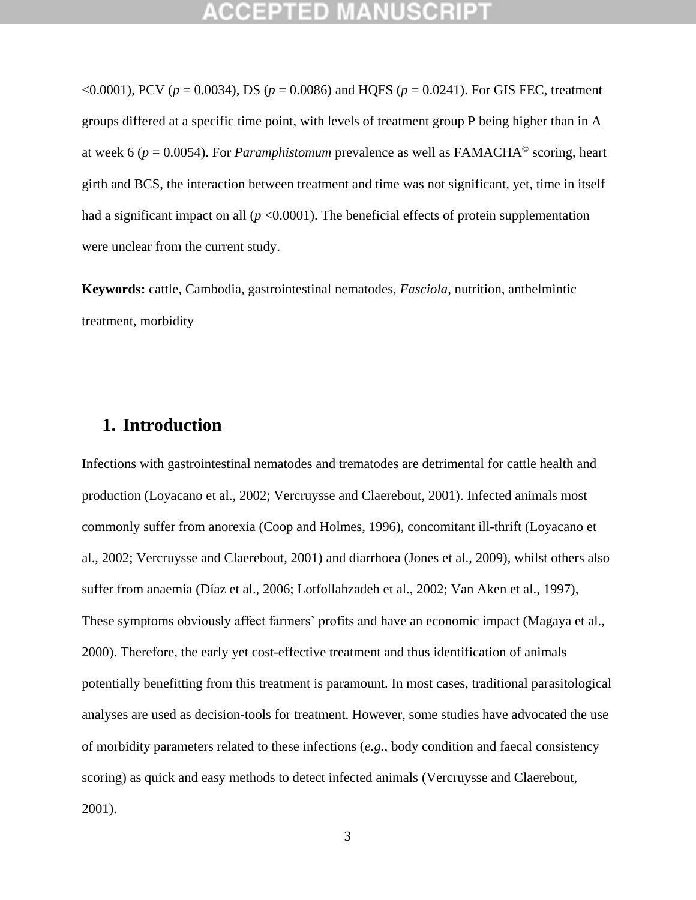<0.0001), PCV ($p$ = 0.0034), DS ($p$ = 0.0086) and HQFS ($p$ = 0.0241). For GIS FEC, treatment groups differed at a specific time point, with levels of treatment group P being higher than in A at week 6 ($p$ = 0.0054). For *Paramphistomum* prevalence as well as FAMACHA© scoring, heart girth and BCS, the interaction between treatment and time was not significant, yet, time in itself had a significant impact on all ($p$ <0.0001). The beneficial effects of protein supplementation were unclear from the current study.

**Keywords:** cattle, Cambodia, gastrointestinal nematodes, *Fasciola*, nutrition, anthelmintic treatment, morbidity

## 1. Introduction

Infections with gastrointestinal nematodes and trematodes are detrimental for cattle health and production (Loyacano et al., 2002; Vercruysse and Claerebout, 2001). Infected animals most commonly suffer from anorexia (Coop and Holmes, 1996), concomitant ill-thrift (Loyacano et al., 2002; Vercruysse and Claerebout, 2001) and diarrhoea (Jones et al., 2009), whilst others also suffer from anaemia (Díaz et al., 2006; Lotfollahzadeh et al., 2002; Van Aken et al., 1997), These symptoms obviously affect farmers' profits and have an economic impact (Magaya et al., 2000). Therefore, the early yet cost-effective treatment and thus identification of animals potentially benefitting from this treatment is paramount. In most cases, traditional parasitological analyses are used as decision-tools for treatment. However, some studies have advocated the use of morbidity parameters related to these infections (*e.g.*, body condition and faecal consistency scoring) as quick and easy methods to detect infected animals (Vercruysse and Claerebout, 2001).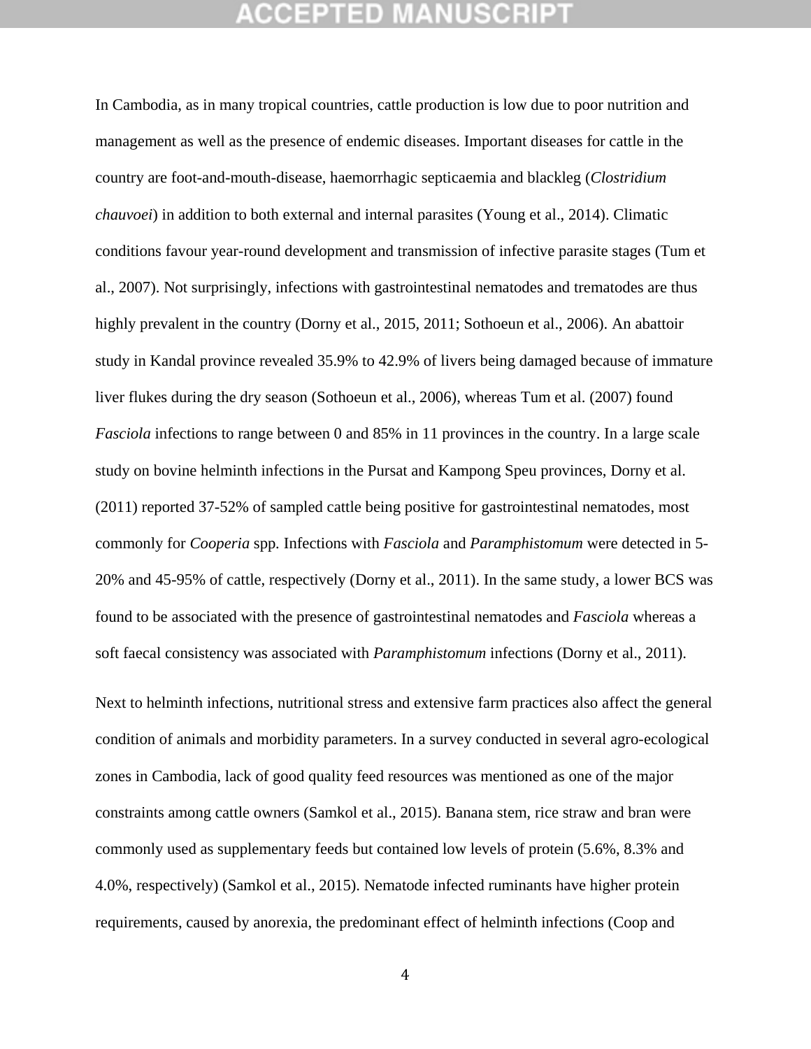In Cambodia, as in many tropical countries, cattle production is low due to poor nutrition and management as well as the presence of endemic diseases. Important diseases for cattle in the country are foot-and-mouth-disease, haemorrhagic septicaemia and blackleg (*Clostridium chauvoei*) in addition to both external and internal parasites (Young et al., 2014). Climatic conditions favour year-round development and transmission of infective parasite stages (Tum et al., 2007). Not surprisingly, infections with gastrointestinal nematodes and trematodes are thus highly prevalent in the country (Dorny et al., 2015, 2011; Sothoeun et al., 2006). An abattoir study in Kandal province revealed 35.9% to 42.9% of livers being damaged because of immature liver flukes during the dry season (Sothoeun et al., 2006), whereas Tum et al. (2007) found *Fasciola* infections to range between 0 and 85% in 11 provinces in the country. In a large scale study on bovine helminth infections in the Pursat and Kampong Speu provinces, Dorny et al. (2011) reported 37-52% of sampled cattle being positive for gastrointestinal nematodes, most commonly for *Cooperia* spp. Infections with *Fasciola* and *Paramphistomum* were detected in 5-20% and 45-95% of cattle, respectively (Dorny et al., 2011). In the same study, a lower BCS was found to be associated with the presence of gastrointestinal nematodes and *Fasciola* whereas a soft faecal consistency was associated with *Paramphistomum* infections (Dorny et al., 2011).

Next to helminth infections, nutritional stress and extensive farm practices also affect the general condition of animals and morbidity parameters. In a survey conducted in several agro-ecological zones in Cambodia, lack of good quality feed resources was mentioned as one of the major constraints among cattle owners (Samkol et al., 2015). Banana stem, rice straw and bran were commonly used as supplementary feeds but contained low levels of protein (5.6%, 8.3% and 4.0%, respectively) (Samkol et al., 2015). Nematode infected ruminants have higher protein requirements, caused by anorexia, the predominant effect of helminth infections (Coop and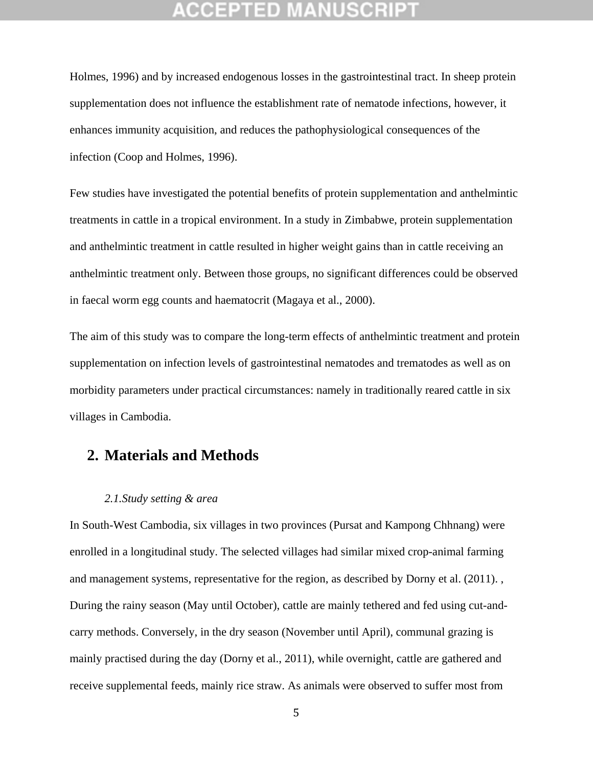Holmes, 1996) and by increased endogenous losses in the gastrointestinal tract. In sheep protein supplementation does not influence the establishment rate of nematode infections, however, it enhances immunity acquisition, and reduces the pathophysiological consequences of the infection (Coop and Holmes, 1996).

Few studies have investigated the potential benefits of protein supplementation and anthelmintic treatments in cattle in a tropical environment. In a study in Zimbabwe, protein supplementation and anthelmintic treatment in cattle resulted in higher weight gains than in cattle receiving an anthelmintic treatment only. Between those groups, no significant differences could be observed in faecal worm egg counts and haematocrit (Magaya et al., 2000).

The aim of this study was to compare the long-term effects of anthelmintic treatment and protein supplementation on infection levels of gastrointestinal nematodes and trematodes as well as on morbidity parameters under practical circumstances: namely in traditionally reared cattle in six villages in Cambodia.

## 2. Materials and Methods

### *2.1. Study setting & area*

In South-West Cambodia, six villages in two provinces (Pursat and Kampong Chhnang) were enrolled in a longitudinal study. The selected villages had similar mixed crop-animal farming and management systems, representative for the region, as described by Dorny et al. (2011). , During the rainy season (May until October), cattle are mainly tethered and fed using cut-and-carry methods. Conversely, in the dry season (November until April), communal grazing is mainly practised during the day (Dorny et al., 2011), while overnight, cattle are gathered and receive supplemental feeds, mainly rice straw. As animals were observed to suffer most from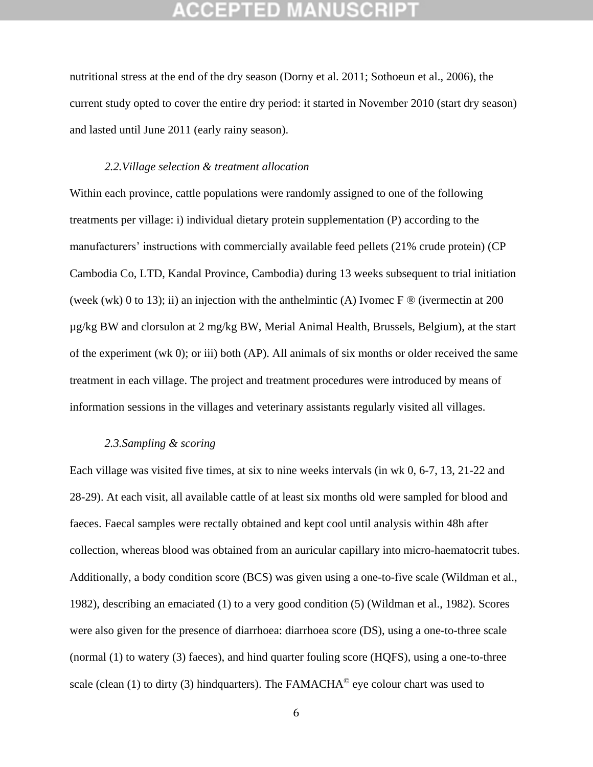nutritional stress at the end of the dry season (Dorny et al. 2011; Sothoeun et al., 2006), the current study opted to cover the entire dry period: it started in November 2010 (start dry season) and lasted until June 2011 (early rainy season).

### *2.2.Village selection & treatment allocation*

Within each province, cattle populations were randomly assigned to one of the following treatments per village: i) individual dietary protein supplementation (P) according to the manufacturers' instructions with commercially available feed pellets (21% crude protein) (CP Cambodia Co, LTD, Kandal Province, Cambodia) during 13 weeks subsequent to trial initiation (week (wk) 0 to 13); ii) an injection with the anthelmintic (A) Ivomec F ® (ivermectin at 200 µg/kg BW and clorsulon at 2 mg/kg BW, Merial Animal Health, Brussels, Belgium), at the start of the experiment (wk 0); or iii) both (AP). All animals of six months or older received the same treatment in each village. The project and treatment procedures were introduced by means of information sessions in the villages and veterinary assistants regularly visited all villages.

### *2.3.Sampling & scoring*

Each village was visited five times, at six to nine weeks intervals (in wk 0, 6-7, 13, 21-22 and 28-29). At each visit, all available cattle of at least six months old were sampled for blood and faeces. Faecal samples were rectally obtained and kept cool until analysis within 48h after collection, whereas blood was obtained from an auricular capillary into micro-haematocrit tubes. Additionally, a body condition score (BCS) was given using a one-to-five scale (Wildman et al., 1982), describing an emaciated (1) to a very good condition (5) (Wildman et al., 1982). Scores were also given for the presence of diarrhoea: diarrhoea score (DS), using a one-to-three scale (normal (1) to watery (3) faeces), and hind quarter fouling score (HQFS), using a one-to-three scale (clean (1) to dirty (3) hindquarters). The FAMACHA© eye colour chart was used to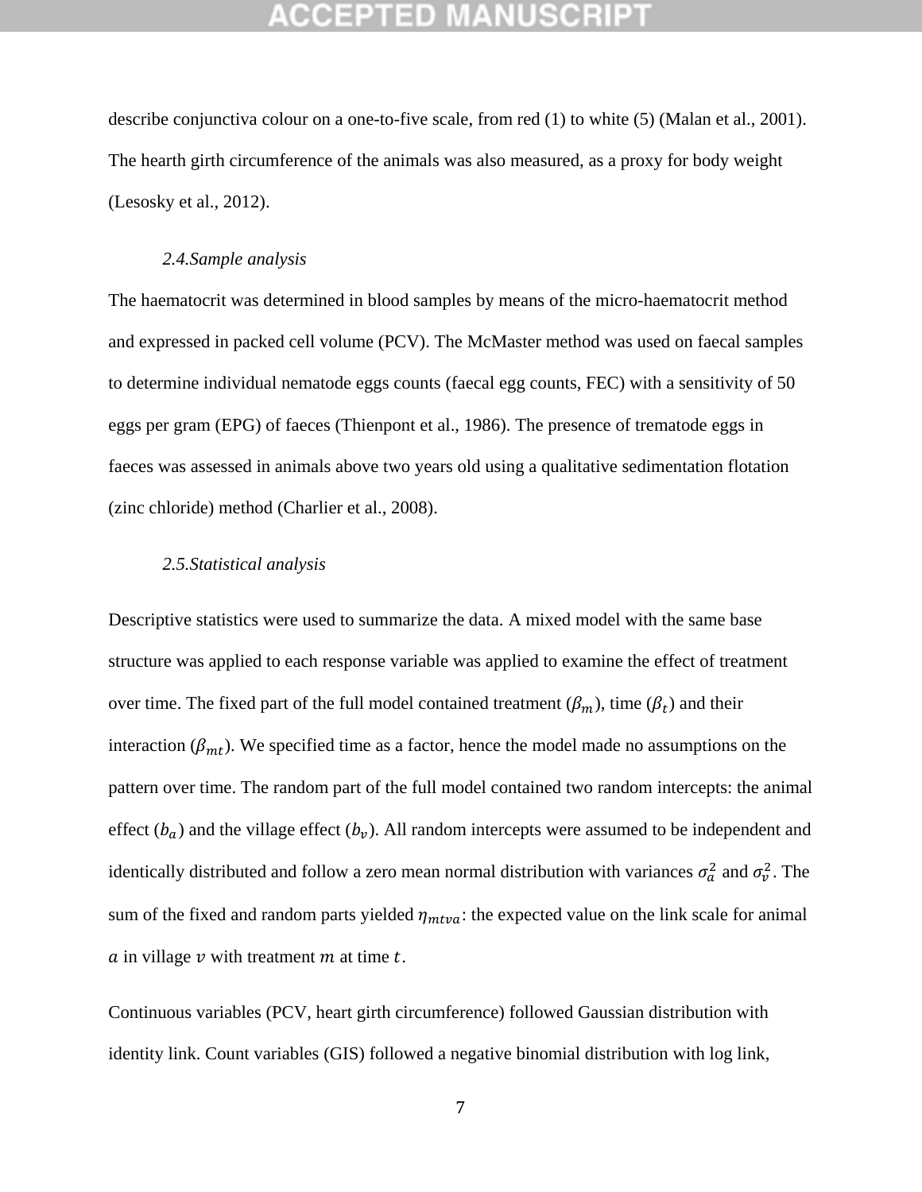describe conjunctiva colour on a one-to-five scale, from red (1) to white (5) (Malan et al., 2001). The hearth girth circumference of the animals was also measured, as a proxy for body weight (Lesosky et al., 2012).

### *2.4.Sample analysis*

The haematocrit was determined in blood samples by means of the micro-haematocrit method and expressed in packed cell volume (PCV). The McMaster method was used on faecal samples to determine individual nematode eggs counts (faecal egg counts, FEC) with a sensitivity of 50 eggs per gram (EPG) of faeces (Thienpont et al., 1986). The presence of trematode eggs in faeces was assessed in animals above two years old using a qualitative sedimentation flotation (zinc chloride) method (Charlier et al., 2008).

### *2.5.Statistical analysis*

Descriptive statistics were used to summarize the data. A mixed model with the same base structure was applied to each response variable was applied to examine the effect of treatment over time. The fixed part of the full model contained treatment ($\beta_m$), time ($\beta_t$) and their interaction ($\beta_{mt}$). We specified time as a factor, hence the model made no assumptions on the pattern over time. The random part of the full model contained two random intercepts: the animal effect ($b_a$) and the village effect ($b_v$). All random intercepts were assumed to be independent and identically distributed and follow a zero mean normal distribution with variances $\sigma_a^2$ and $\sigma_v^2$. The sum of the fixed and random parts yielded $\eta_{mtva}$: the expected value on the link scale for animal $a$ in village $v$ with treatment $m$ at time $t$.

Continuous variables (PCV, heart girth circumference) followed Gaussian distribution with identity link. Count variables (GIS) followed a negative binomial distribution with log link,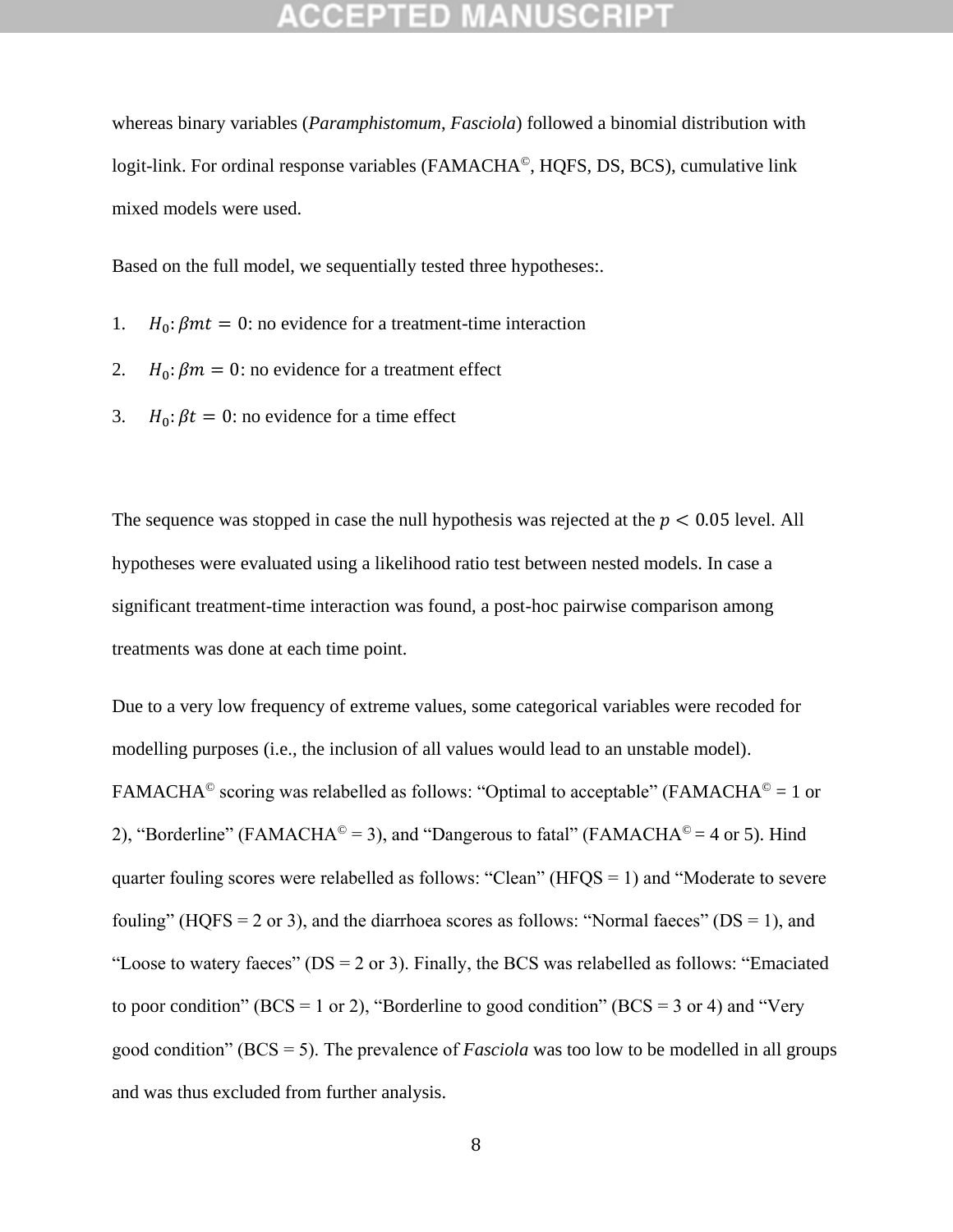whereas binary variables (*Paramphistomum*, *Fasciola*) followed a binomial distribution with logit-link. For ordinal response variables (FAMACHA©, HQFS, DS, BCS), cumulative link mixed models were used.

Based on the full model, we sequentially tested three hypotheses:.

1. $H_0: \beta mt = 0$: no evidence for a treatment-time interaction
2. $H_0: \beta m = 0$: no evidence for a treatment effect
3. $H_0: \beta t = 0$: no evidence for a time effect

The sequence was stopped in case the null hypothesis was rejected at the $p < 0.05$ level. All hypotheses were evaluated using a likelihood ratio test between nested models. In case a significant treatment-time interaction was found, a post-hoc pairwise comparison among treatments was done at each time point.

Due to a very low frequency of extreme values, some categorical variables were recoded for modelling purposes (i.e., the inclusion of all values would lead to an unstable model). FAMACHA© scoring was relabelled as follows: "Optimal to acceptable" (FAMACHA© = 1 or 2), "Borderline" (FAMACHA© = 3), and "Dangerous to fatal" (FAMACHA© = 4 or 5). Hind quarter fouling scores were relabelled as follows: "Clean" (HFQS = 1) and "Moderate to severe fouling" (HQFS = 2 or 3), and the diarrhoea scores as follows: "Normal faeces" (DS = 1), and "Loose to watery faeces" (DS = 2 or 3). Finally, the BCS was relabelled as follows: "Emaciated to poor condition" (BCS = 1 or 2), "Borderline to good condition" (BCS = 3 or 4) and "Very good condition" (BCS = 5). The prevalence of *Fasciola* was too low to be modelled in all groups and was thus excluded from further analysis.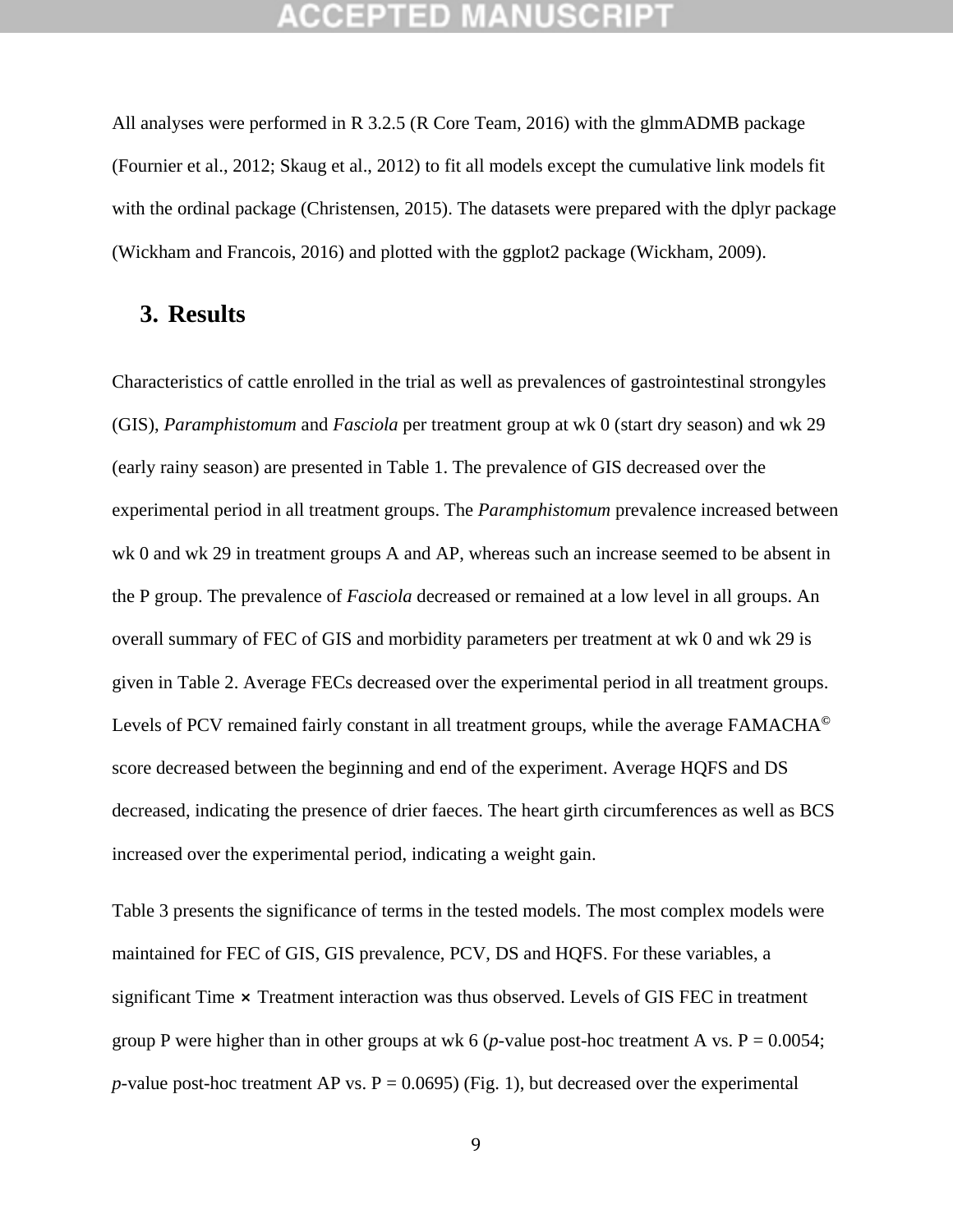All analyses were performed in R 3.2.5 (R Core Team, 2016) with the glmmADMB package (Fournier et al., 2012; Skaug et al., 2012) to fit all models except the cumulative link models fit with the ordinal package (Christensen, 2015). The datasets were prepared with the dplyr package (Wickham and Francois, 2016) and plotted with the ggplot2 package (Wickham, 2009).

## 3. Results

Characteristics of cattle enrolled in the trial as well as prevalences of gastrointestinal strongyles (GIS), *Paramphistomum* and *Fasciola* per treatment group at wk 0 (start dry season) and wk 29 (early rainy season) are presented in Table 1. The prevalence of GIS decreased over the experimental period in all treatment groups. The *Paramphistomum* prevalence increased between wk 0 and wk 29 in treatment groups A and AP, whereas such an increase seemed to be absent in the P group. The prevalence of *Fasciola* decreased or remained at a low level in all groups. An overall summary of FEC of GIS and morbidity parameters per treatment at wk 0 and wk 29 is given in Table 2. Average FECs decreased over the experimental period in all treatment groups. Levels of PCV remained fairly constant in all treatment groups, while the average FAMACHA© score decreased between the beginning and end of the experiment. Average HQFS and DS decreased, indicating the presence of drier faeces. The heart girth circumferences as well as BCS increased over the experimental period, indicating a weight gain.

Table 3 presents the significance of terms in the tested models. The most complex models were maintained for FEC of GIS, GIS prevalence, PCV, DS and HQFS. For these variables, a significant Time × Treatment interaction was thus observed. Levels of GIS FEC in treatment group P were higher than in other groups at wk 6 ($p$-value post-hoc treatment A vs. P = 0.0054; $p$-value post-hoc treatment AP vs. P = 0.0695) (Fig. 1), but decreased over the experimental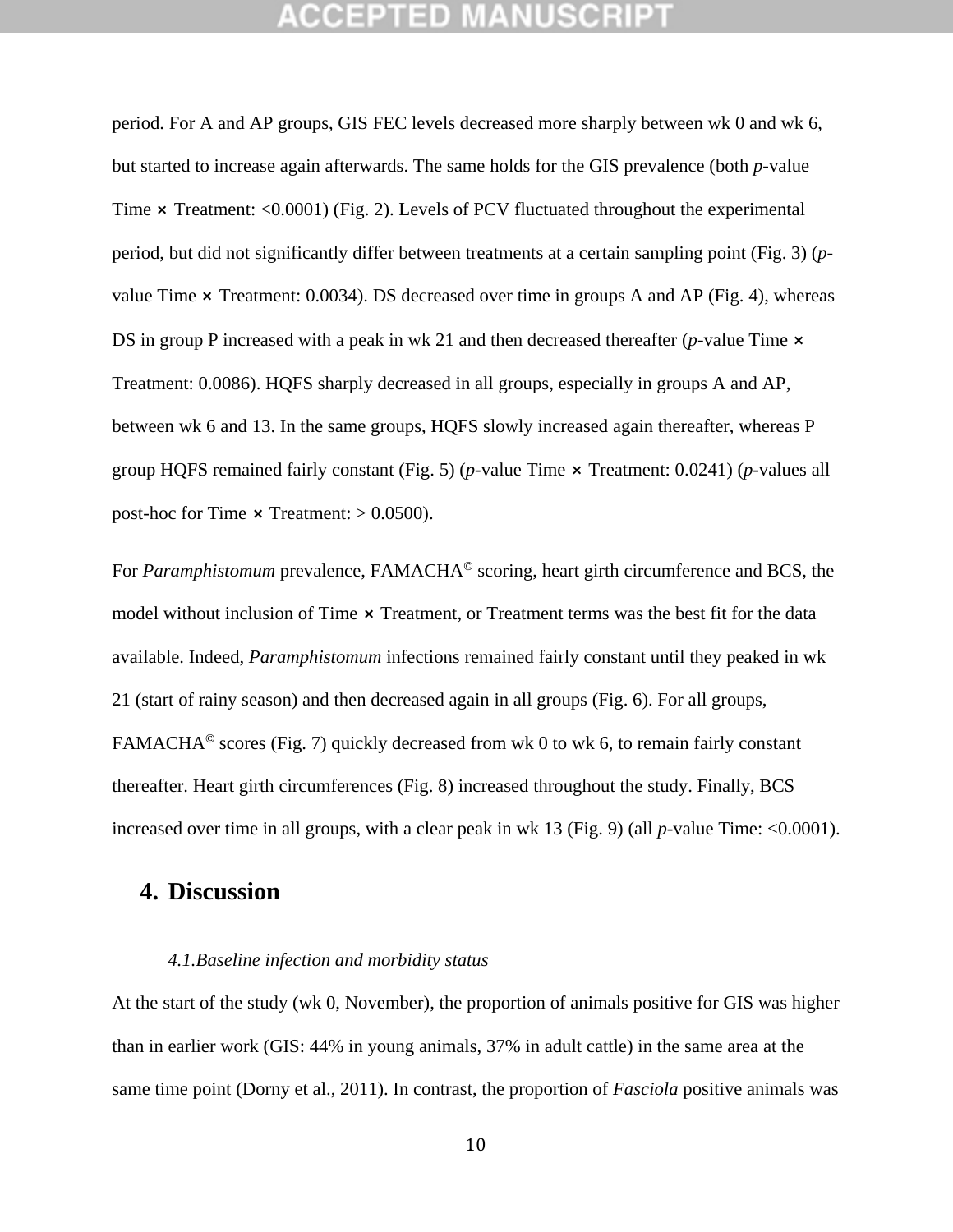period. For A and AP groups, GIS FEC levels decreased more sharply between wk 0 and wk 6, but started to increase again afterwards. The same holds for the GIS prevalence (both *p*-value Time × Treatment: <0.0001) (Fig. 2). Levels of PCV fluctuated throughout the experimental period, but did not significantly differ between treatments at a certain sampling point (Fig. 3) (*p*-value Time × Treatment: 0.0034). DS decreased over time in groups A and AP (Fig. 4), whereas DS in group P increased with a peak in wk 21 and then decreased thereafter (*p*-value Time × Treatment: 0.0086). HQFS sharply decreased in all groups, especially in groups A and AP, between wk 6 and 13. In the same groups, HQFS slowly increased again thereafter, whereas P group HQFS remained fairly constant (Fig. 5) (*p*-value Time × Treatment: 0.0241) (*p*-values all post-hoc for Time × Treatment: > 0.0500).

For *Paramphistomum* prevalence, FAMACHA© scoring, heart girth circumference and BCS, the model without inclusion of Time × Treatment, or Treatment terms was the best fit for the data available. Indeed, *Paramphistomum* infections remained fairly constant until they peaked in wk 21 (start of rainy season) and then decreased again in all groups (Fig. 6). For all groups, FAMACHA© scores (Fig. 7) quickly decreased from wk 0 to wk 6, to remain fairly constant thereafter. Heart girth circumferences (Fig. 8) increased throughout the study. Finally, BCS increased over time in all groups, with a clear peak in wk 13 (Fig. 9) (all *p*-value Time: <0.0001).

# 4. Discussion

### *4.1. Baseline infection and morbidity status*

At the start of the study (wk 0, November), the proportion of animals positive for GIS was higher than in earlier work (GIS: 44% in young animals, 37% in adult cattle) in the same area at the same time point (Dorny et al., 2011). In contrast, the proportion of *Fasciola* positive animals was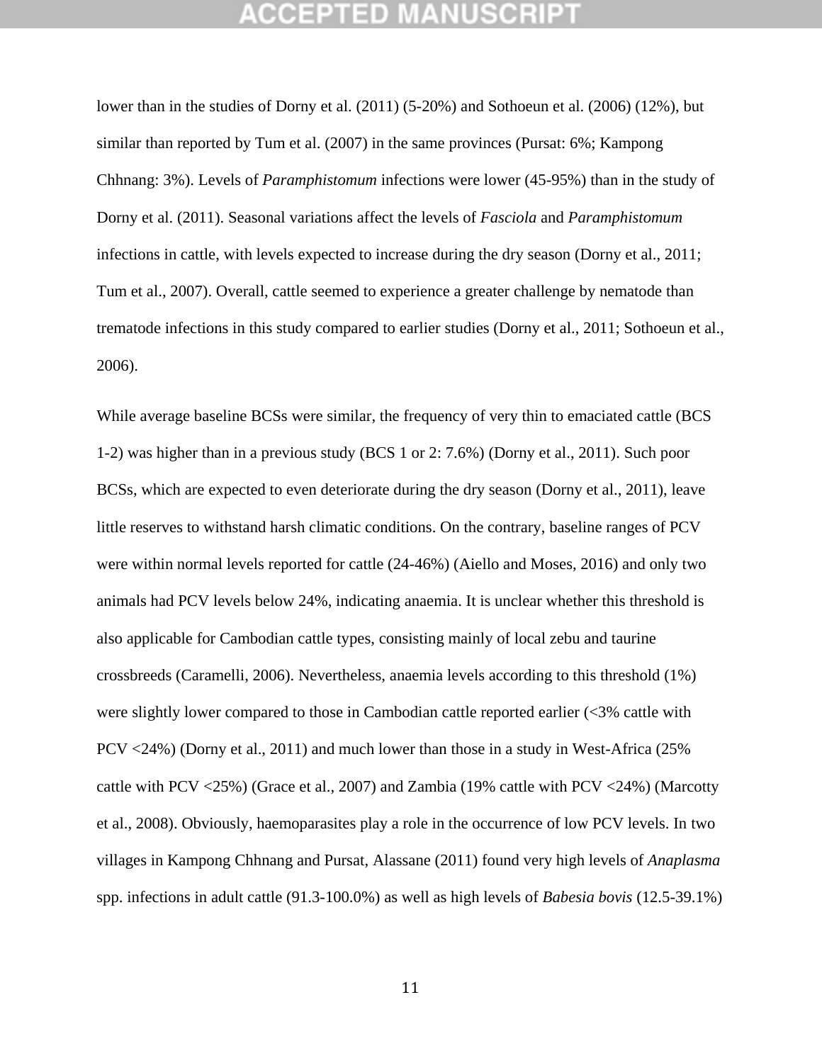lower than in the studies of Dorny et al. (2011) (5-20%) and Sothoeun et al. (2006) (12%), but similar than reported by Tum et al. (2007) in the same provinces (Pursat: 6%; Kampong Chhnang: 3%). Levels of *Paramphistomum* infections were lower (45-95%) than in the study of Dorny et al. (2011). Seasonal variations affect the levels of *Fasciola* and *Paramphistomum* infections in cattle, with levels expected to increase during the dry season (Dorny et al., 2011; Tum et al., 2007). Overall, cattle seemed to experience a greater challenge by nematode than trematode infections in this study compared to earlier studies (Dorny et al., 2011; Sothoeun et al., 2006).

While average baseline BCSs were similar, the frequency of very thin to emaciated cattle (BCS 1-2) was higher than in a previous study (BCS 1 or 2: 7.6%) (Dorny et al., 2011). Such poor BCSs, which are expected to even deteriorate during the dry season (Dorny et al., 2011), leave little reserves to withstand harsh climatic conditions. On the contrary, baseline ranges of PCV were within normal levels reported for cattle (24-46%) (Aiello and Moses, 2016) and only two animals had PCV levels below 24%, indicating anaemia. It is unclear whether this threshold is also applicable for Cambodian cattle types, consisting mainly of local zebu and taurine crossbreeds (Caramelli, 2006). Nevertheless, anaemia levels according to this threshold (1%) were slightly lower compared to those in Cambodian cattle reported earlier (<3% cattle with PCV <24%) (Dorny et al., 2011) and much lower than those in a study in West-Africa (25% cattle with PCV <25%) (Grace et al., 2007) and Zambia (19% cattle with PCV <24%) (Marcotty et al., 2008). Obviously, haemoparasites play a role in the occurrence of low PCV levels. In two villages in Kampong Chhnang and Pursat, Alassane (2011) found very high levels of *Anaplasma* spp. infections in adult cattle (91.3-100.0%) as well as high levels of *Babesia bovis* (12.5-39.1%)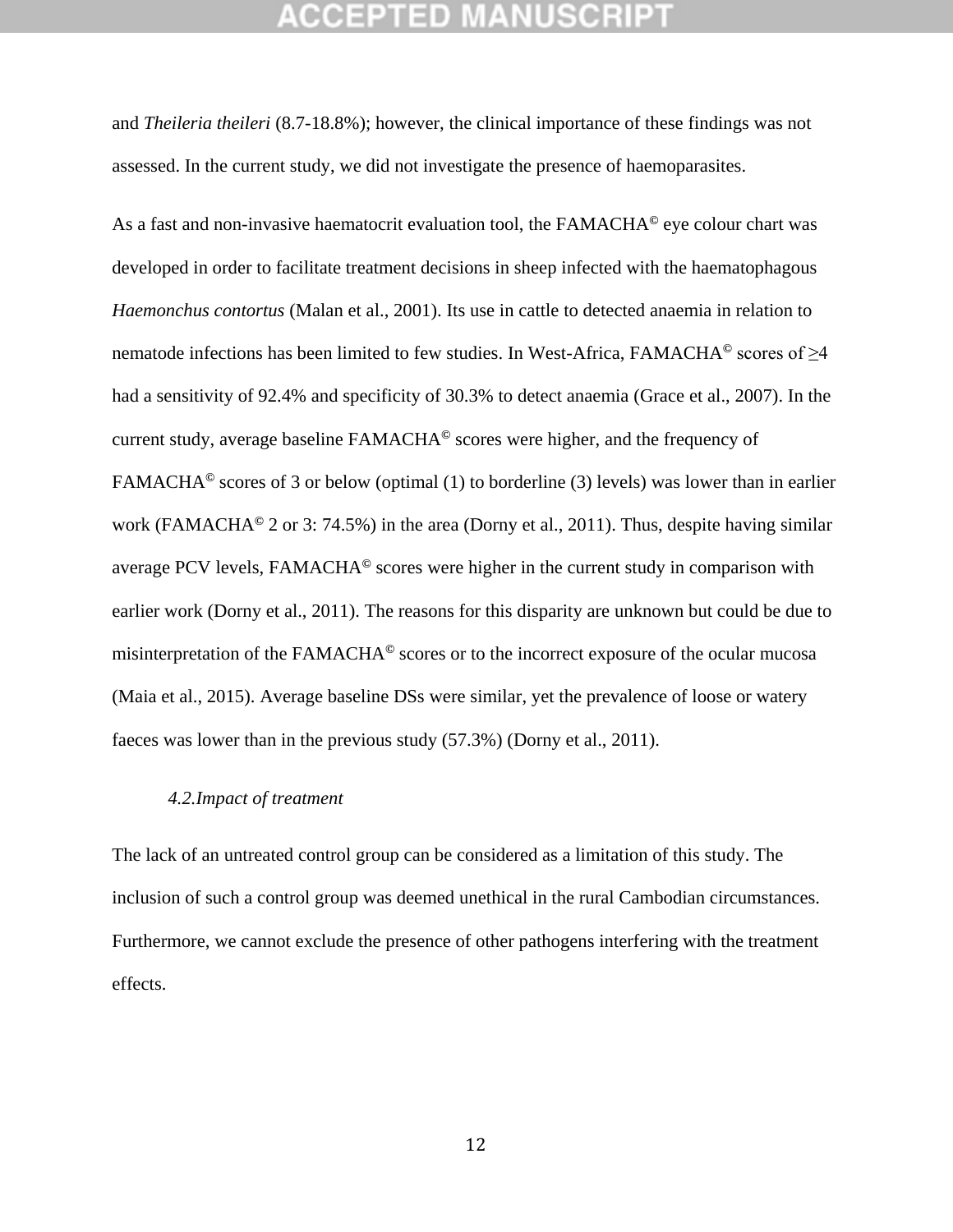and *Theileria theileri* (8.7-18.8%); however, the clinical importance of these findings was not assessed. In the current study, we did not investigate the presence of haemoparasites.

As a fast and non-invasive haematocrit evaluation tool, the FAMACHA© eye colour chart was developed in order to facilitate treatment decisions in sheep infected with the haematophagous *Haemonchus contortus* (Malan et al., 2001). Its use in cattle to detected anaemia in relation to nematode infections has been limited to few studies. In West-Africa, FAMACHA© scores of ≥4 had a sensitivity of 92.4% and specificity of 30.3% to detect anaemia (Grace et al., 2007). In the current study, average baseline FAMACHA© scores were higher, and the frequency of FAMACHA© scores of 3 or below (optimal (1) to borderline (3) levels) was lower than in earlier work (FAMACHA© 2 or 3: 74.5%) in the area (Dorny et al., 2011). Thus, despite having similar average PCV levels, FAMACHA© scores were higher in the current study in comparison with earlier work (Dorny et al., 2011). The reasons for this disparity are unknown but could be due to misinterpretation of the FAMACHA© scores or to the incorrect exposure of the ocular mucosa (Maia et al., 2015). Average baseline DSs were similar, yet the prevalence of loose or watery faeces was lower than in the previous study (57.3%) (Dorny et al., 2011).

### *4.2. Impact of treatment*

The lack of an untreated control group can be considered as a limitation of this study. The inclusion of such a control group was deemed unethical in the rural Cambodian circumstances. Furthermore, we cannot exclude the presence of other pathogens interfering with the treatment effects.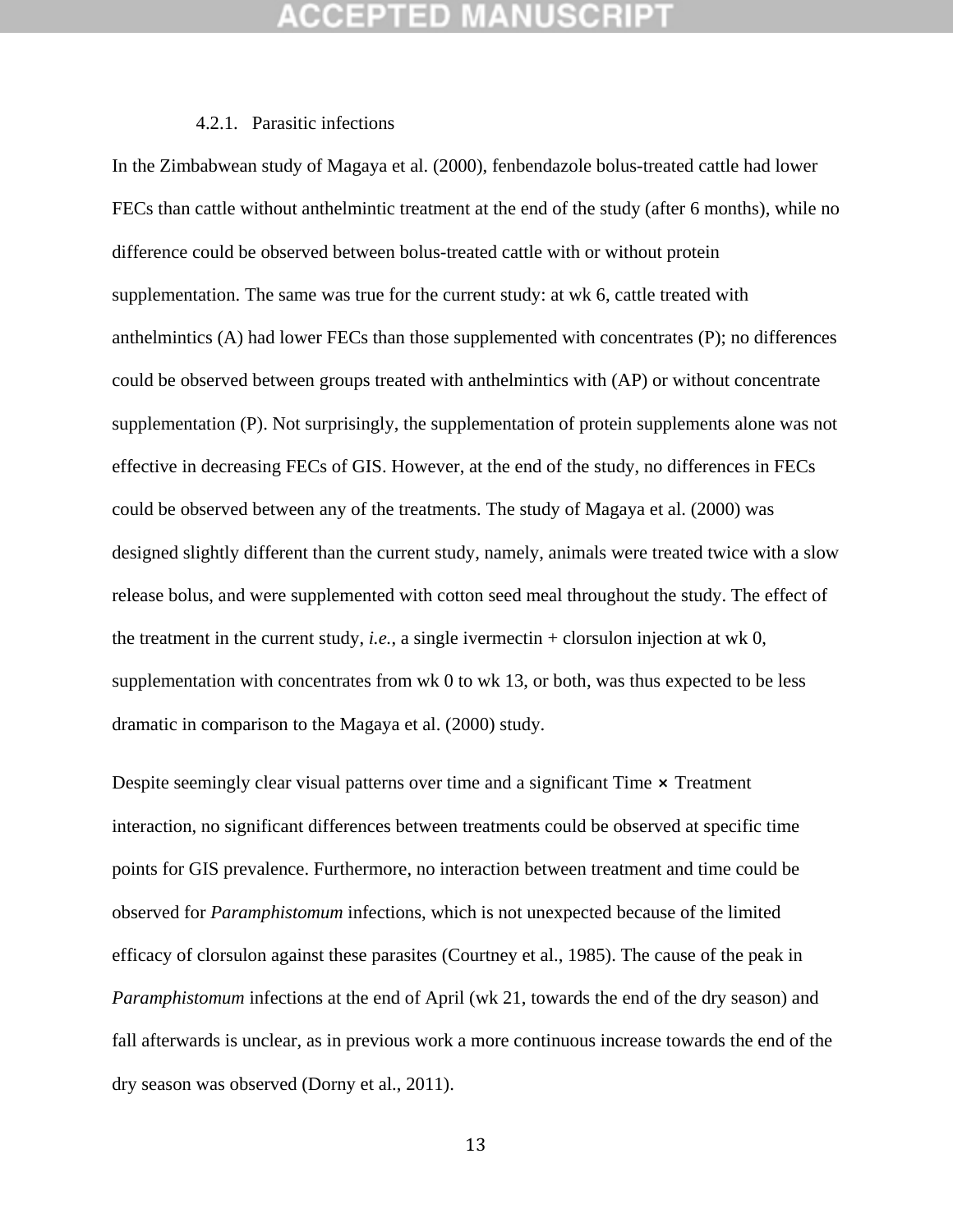#### 4.2.1. Parasitic infections

In the Zimbabwean study of Magaya et al. (2000), fenbendazole bolus-treated cattle had lower FECs than cattle without anthelmintic treatment at the end of the study (after 6 months), while no difference could be observed between bolus-treated cattle with or without protein supplementation. The same was true for the current study: at wk 6, cattle treated with anthelmintics (A) had lower FECs than those supplemented with concentrates (P); no differences could be observed between groups treated with anthelmintics with (AP) or without concentrate supplementation (P). Not surprisingly, the supplementation of protein supplements alone was not effective in decreasing FECs of GIS. However, at the end of the study, no differences in FECs could be observed between any of the treatments. The study of Magaya et al. (2000) was designed slightly different than the current study, namely, animals were treated twice with a slow release bolus, and were supplemented with cotton seed meal throughout the study. The effect of the treatment in the current study, *i.e.*, a single ivermectin + clorsulon injection at wk 0, supplementation with concentrates from wk 0 to wk 13, or both, was thus expected to be less dramatic in comparison to the Magaya et al. (2000) study.

Despite seemingly clear visual patterns over time and a significant Time × Treatment interaction, no significant differences between treatments could be observed at specific time points for GIS prevalence. Furthermore, no interaction between treatment and time could be observed for *Paramphistomum* infections, which is not unexpected because of the limited efficacy of clorsulon against these parasites (Courtney et al., 1985). The cause of the peak in *Paramphistomum* infections at the end of April (wk 21, towards the end of the dry season) and fall afterwards is unclear, as in previous work a more continuous increase towards the end of the dry season was observed (Dorny et al., 2011).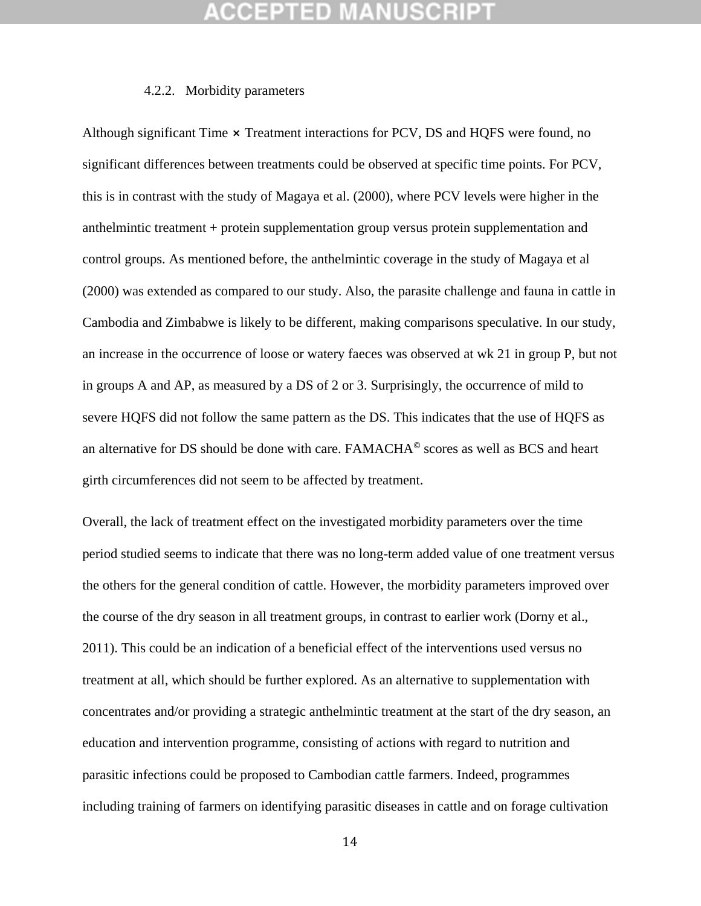#### 4.2.2. Morbidity parameters

Although significant Time × Treatment interactions for PCV, DS and HQFS were found, no significant differences between treatments could be observed at specific time points. For PCV, this is in contrast with the study of Magaya et al. (2000), where PCV levels were higher in the anthelmintic treatment + protein supplementation group versus protein supplementation and control groups. As mentioned before, the anthelmintic coverage in the study of Magaya et al (2000) was extended as compared to our study. Also, the parasite challenge and fauna in cattle in Cambodia and Zimbabwe is likely to be different, making comparisons speculative. In our study, an increase in the occurrence of loose or watery faeces was observed at wk 21 in group P, but not in groups A and AP, as measured by a DS of 2 or 3. Surprisingly, the occurrence of mild to severe HQFS did not follow the same pattern as the DS. This indicates that the use of HQFS as an alternative for DS should be done with care. FAMACHA© scores as well as BCS and heart girth circumferences did not seem to be affected by treatment.

Overall, the lack of treatment effect on the investigated morbidity parameters over the time period studied seems to indicate that there was no long-term added value of one treatment versus the others for the general condition of cattle. However, the morbidity parameters improved over the course of the dry season in all treatment groups, in contrast to earlier work (Dorny et al., 2011). This could be an indication of a beneficial effect of the interventions used versus no treatment at all, which should be further explored. As an alternative to supplementation with concentrates and/or providing a strategic anthelmintic treatment at the start of the dry season, an education and intervention programme, consisting of actions with regard to nutrition and parasitic infections could be proposed to Cambodian cattle farmers. Indeed, programmes including training of farmers on identifying parasitic diseases in cattle and on forage cultivation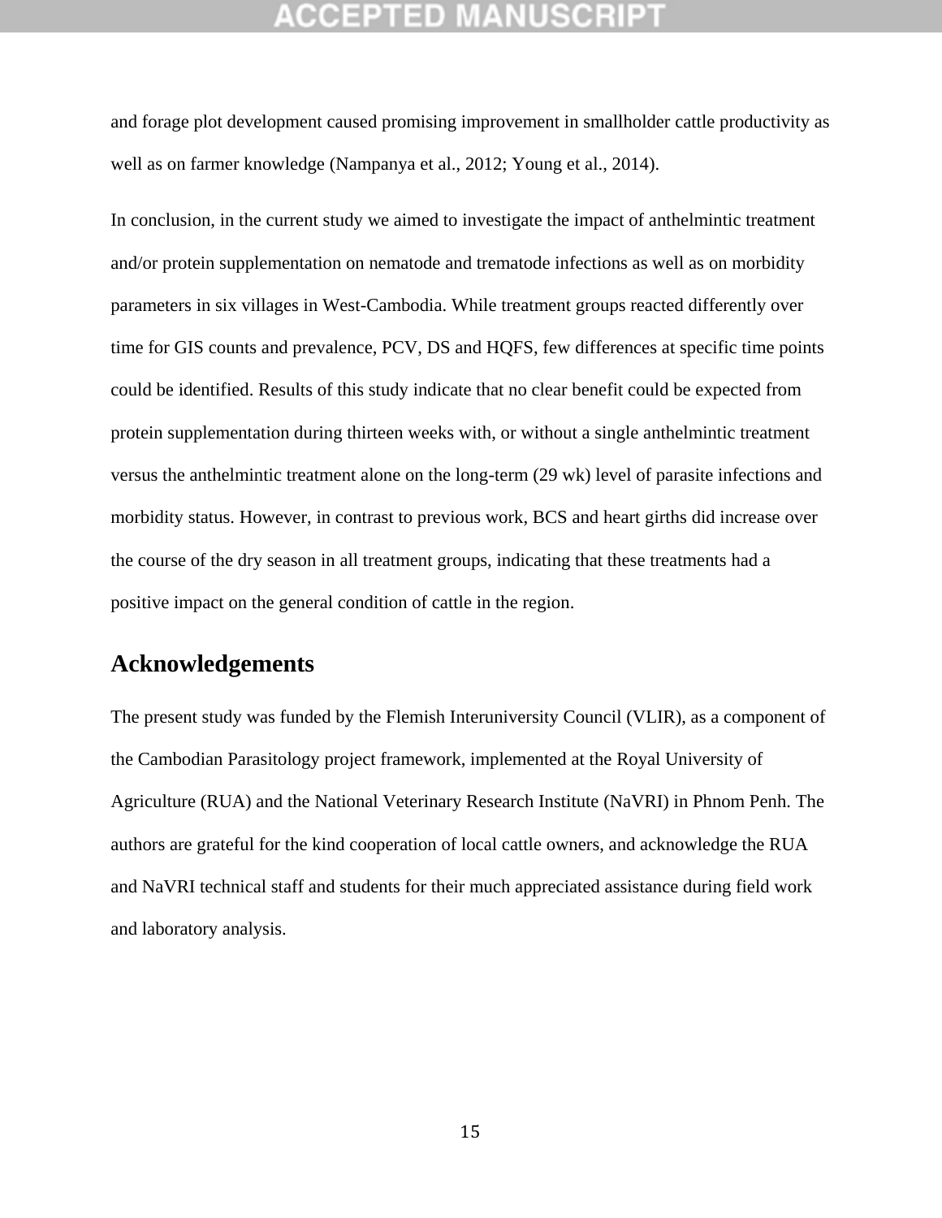and forage plot development caused promising improvement in smallholder cattle productivity as well as on farmer knowledge (Nampanya et al., 2012; Young et al., 2014).

In conclusion, in the current study we aimed to investigate the impact of anthelmintic treatment and/or protein supplementation on nematode and trematode infections as well as on morbidity parameters in six villages in West-Cambodia. While treatment groups reacted differently over time for GIS counts and prevalence, PCV, DS and HQFS, few differences at specific time points could be identified. Results of this study indicate that no clear benefit could be expected from protein supplementation during thirteen weeks with, or without a single anthelmintic treatment versus the anthelmintic treatment alone on the long-term (29 wk) level of parasite infections and morbidity status. However, in contrast to previous work, BCS and heart girths did increase over the course of the dry season in all treatment groups, indicating that these treatments had a positive impact on the general condition of cattle in the region.

## Acknowledgements

The present study was funded by the Flemish Interuniversity Council (VLIR), as a component of the Cambodian Parasitology project framework, implemented at the Royal University of Agriculture (RUA) and the National Veterinary Research Institute (NaVRI) in Phnom Penh. The authors are grateful for the kind cooperation of local cattle owners, and acknowledge the RUA and NaVRI technical staff and students for their much appreciated assistance during field work and laboratory analysis.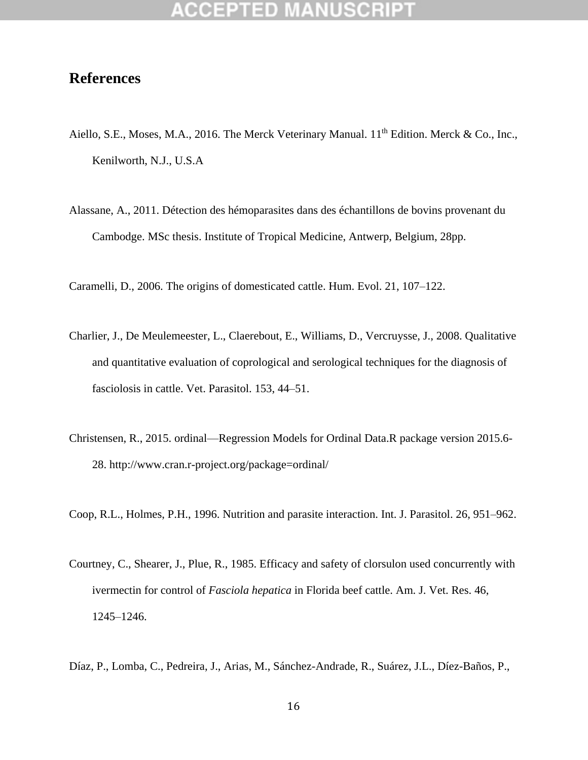# References

Aiello, S.E., Moses, M.A., 2016. The Merck Veterinary Manual. 11th Edition. Merck & Co., Inc., Kenilworth, N.J., U.S.A

Alassane, A., 2011. Détection des hémoparasites dans des échantillons de bovins provenant du Cambodge. MSc thesis. Institute of Tropical Medicine, Antwerp, Belgium, 28pp.

Caramelli, D., 2006. The origins of domesticated cattle. Hum. Evol. 21, 107–122.

Charlier, J., De Meulemeester, L., Claerebout, E., Williams, D., Vercruysse, J., 2008. Qualitative and quantitative evaluation of coprological and serological techniques for the diagnosis of fasciolosis in cattle. Vet. Parasitol. 153, 44–51.

Christensen, R., 2015. ordinal—Regression Models for Ordinal Data.R package version 2015.6-28. http://www.cran.r-project.org/package=ordinal/

Coop, R.L., Holmes, P.H., 1996. Nutrition and parasite interaction. Int. J. Parasitol. 26, 951–962.

Courtney, C., Shearer, J., Plue, R., 1985. Efficacy and safety of clorsulon used concurrently with ivermectin for control of *Fasciola hepatica* in Florida beef cattle. Am. J. Vet. Res. 46, 1245–1246.

Díaz, P., Lomba, C., Pedreira, J., Arias, M., Sánchez-Andrade, R., Suárez, J.L., Díez-Baños, P.,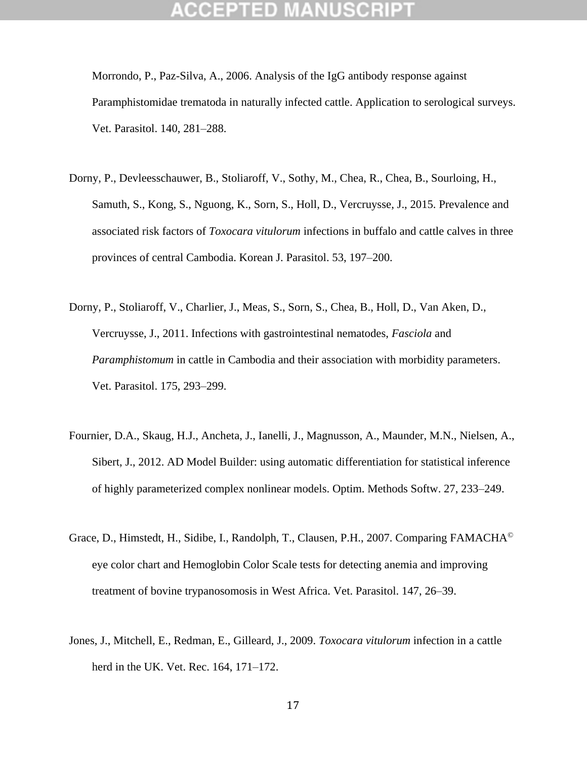Morrondo, P., Paz-Silva, A., 2006. Analysis of the IgG antibody response against Paramphistomidae trematoda in naturally infected cattle. Application to serological surveys. Vet. Parasitol. 140, 281–288.

Dorny, P., Devleesschauwer, B., Stoliaroff, V., Sothy, M., Chea, R., Chea, B., Sourloing, H., Samuth, S., Kong, S., Nguong, K., Sorn, S., Holl, D., Vercruysse, J., 2015. Prevalence and associated risk factors of *Toxocara vitulorum* infections in buffalo and cattle calves in three provinces of central Cambodia. Korean J. Parasitol. 53, 197–200.

Dorny, P., Stoliaroff, V., Charlier, J., Meas, S., Sorn, S., Chea, B., Holl, D., Van Aken, D., Vercruysse, J., 2011. Infections with gastrointestinal nematodes, *Fasciola* and *Paramphistomum* in cattle in Cambodia and their association with morbidity parameters. Vet. Parasitol. 175, 293–299.

Fournier, D.A., Skaug, H.J., Ancheta, J., Ianelli, J., Magnusson, A., Maunder, M.N., Nielsen, A., Sibert, J., 2012. AD Model Builder: using automatic differentiation for statistical inference of highly parameterized complex nonlinear models. Optim. Methods Softw. 27, 233–249.

Grace, D., Himstedt, H., Sidibe, I., Randolph, T., Clausen, P.H., 2007. Comparing FAMACHA© eye color chart and Hemoglobin Color Scale tests for detecting anemia and improving treatment of bovine trypanosomosis in West Africa. Vet. Parasitol. 147, 26–39.

Jones, J., Mitchell, E., Redman, E., Gilleard, J., 2009. *Toxocara vitulorum* infection in a cattle herd in the UK. Vet. Rec. 164, 171–172.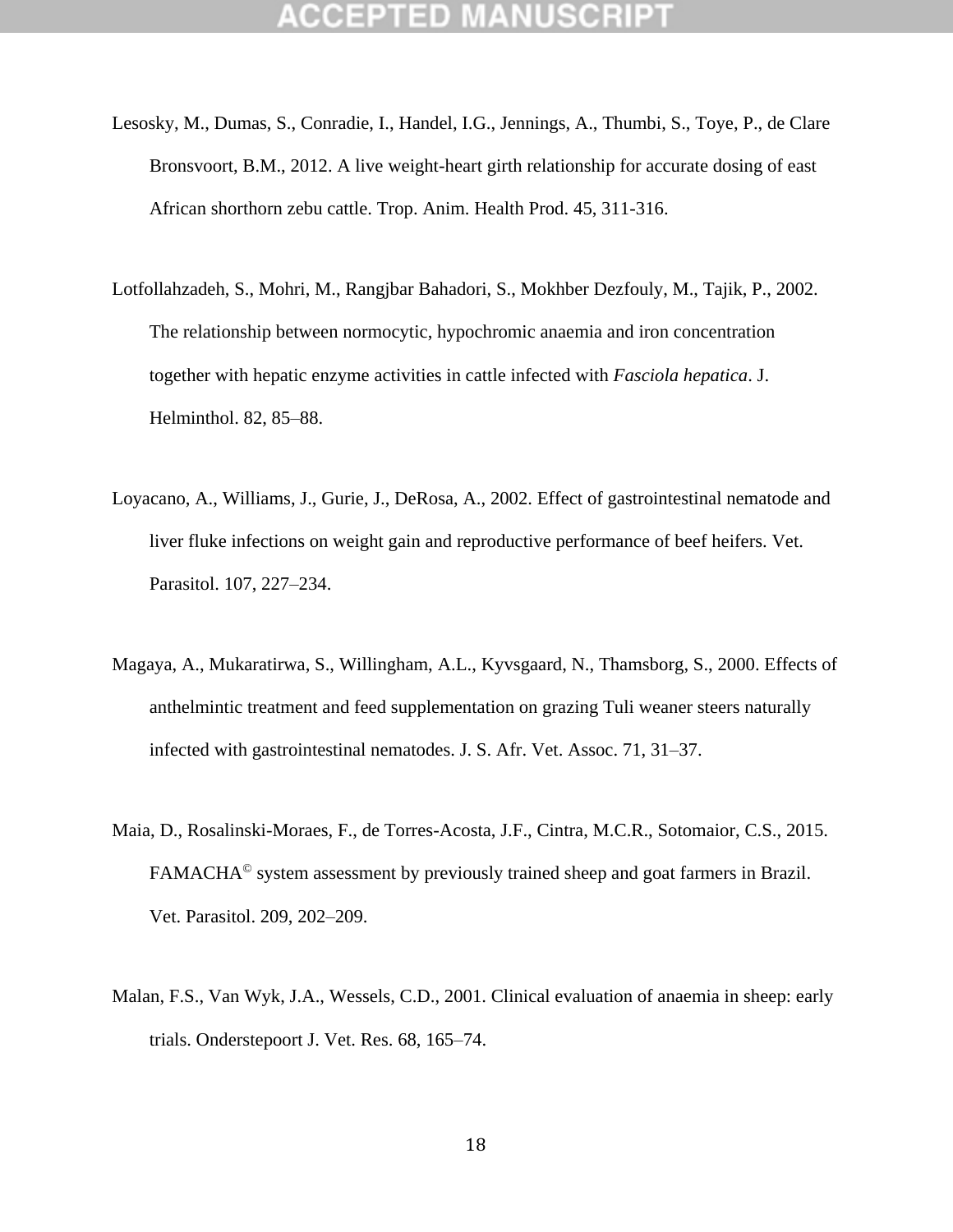Lesosky, M., Dumas, S., Conradie, I., Handel, I.G., Jennings, A., Thumbi, S., Toye, P., de Clare Bronsvoort, B.M., 2012. A live weight-heart girth relationship for accurate dosing of east African shorthorn zebu cattle. Trop. Anim. Health Prod. 45, 311-316.

Lotfollahzadeh, S., Mohri, M., Rangjbar Bahadori, S., Mokhber Dezfouly, M., Tajik, P., 2002. The relationship between normocytic, hypochromic anaemia and iron concentration together with hepatic enzyme activities in cattle infected with *Fasciola hepatica*. J. Helminthol. 82, 85–88.

Loyacano, A., Williams, J., Gurie, J., DeRosa, A., 2002. Effect of gastrointestinal nematode and liver fluke infections on weight gain and reproductive performance of beef heifers. Vet. Parasitol. 107, 227–234.

Magaya, A., Mukaratirwa, S., Willingham, A.L., Kyvsgaard, N., Thamsborg, S., 2000. Effects of anthelmintic treatment and feed supplementation on grazing Tuli weaner steers naturally infected with gastrointestinal nematodes. J. S. Afr. Vet. Assoc. 71, 31–37.

Maia, D., Rosalinski-Moraes, F., de Torres-Acosta, J.F., Cintra, M.C.R., Sotomaior, C.S., 2015. FAMACHA© system assessment by previously trained sheep and goat farmers in Brazil. Vet. Parasitol. 209, 202–209.

Malan, F.S., Van Wyk, J.A., Wessels, C.D., 2001. Clinical evaluation of anaemia in sheep: early trials. Onderstepoort J. Vet. Res. 68, 165–74.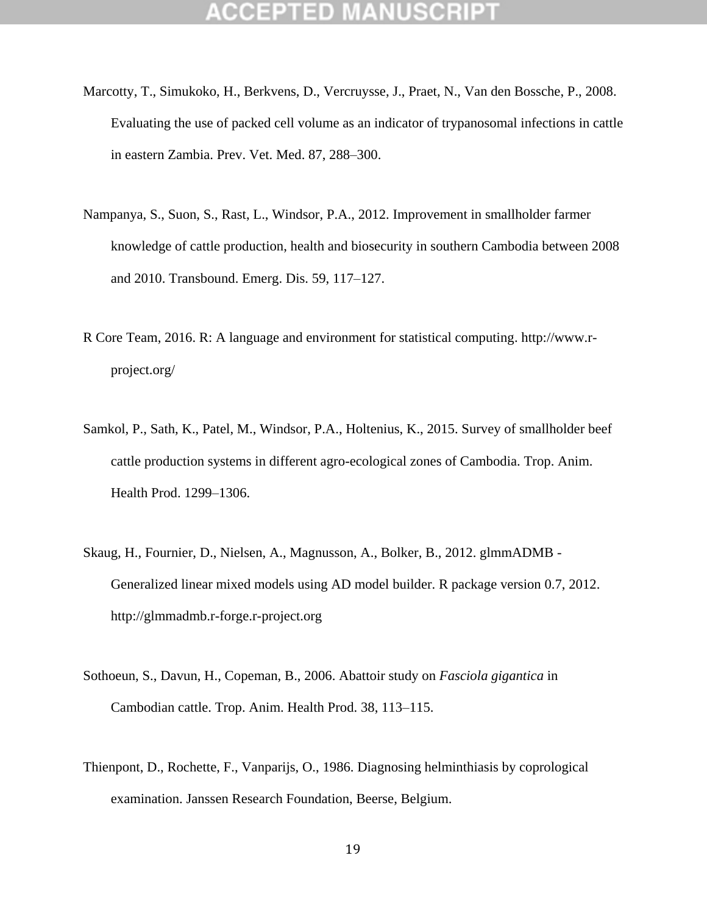Marcotty, T., Simukoko, H., Berkvens, D., Vercruysse, J., Praet, N., Van den Bossche, P., 2008. Evaluating the use of packed cell volume as an indicator of trypanosomal infections in cattle in eastern Zambia. Prev. Vet. Med. 87, 288–300.

Nampanya, S., Suon, S., Rast, L., Windsor, P.A., 2012. Improvement in smallholder farmer knowledge of cattle production, health and biosecurity in southern Cambodia between 2008 and 2010. Transbound. Emerg. Dis. 59, 117–127.

R Core Team, 2016. R: A language and environment for statistical computing. http://www.r-project.org/

Samkol, P., Sath, K., Patel, M., Windsor, P.A., Holtenius, K., 2015. Survey of smallholder beef cattle production systems in different agro-ecological zones of Cambodia. Trop. Anim. Health Prod. 1299–1306.

Skaug, H., Fournier, D., Nielsen, A., Magnusson, A., Bolker, B., 2012. glmmADMB - Generalized linear mixed models using AD model builder. R package version 0.7, 2012. http://glmmadmb.r-forge.r-project.org

Sothoeun, S., Davun, H., Copeman, B., 2006. Abattoir study on *Fasciola gigantica* in Cambodian cattle. Trop. Anim. Health Prod. 38, 113–115.

Thienpont, D., Rochette, F., Vanparijs, O., 1986. Diagnosing helminthiasis by coprological examination. Janssen Research Foundation, Beerse, Belgium.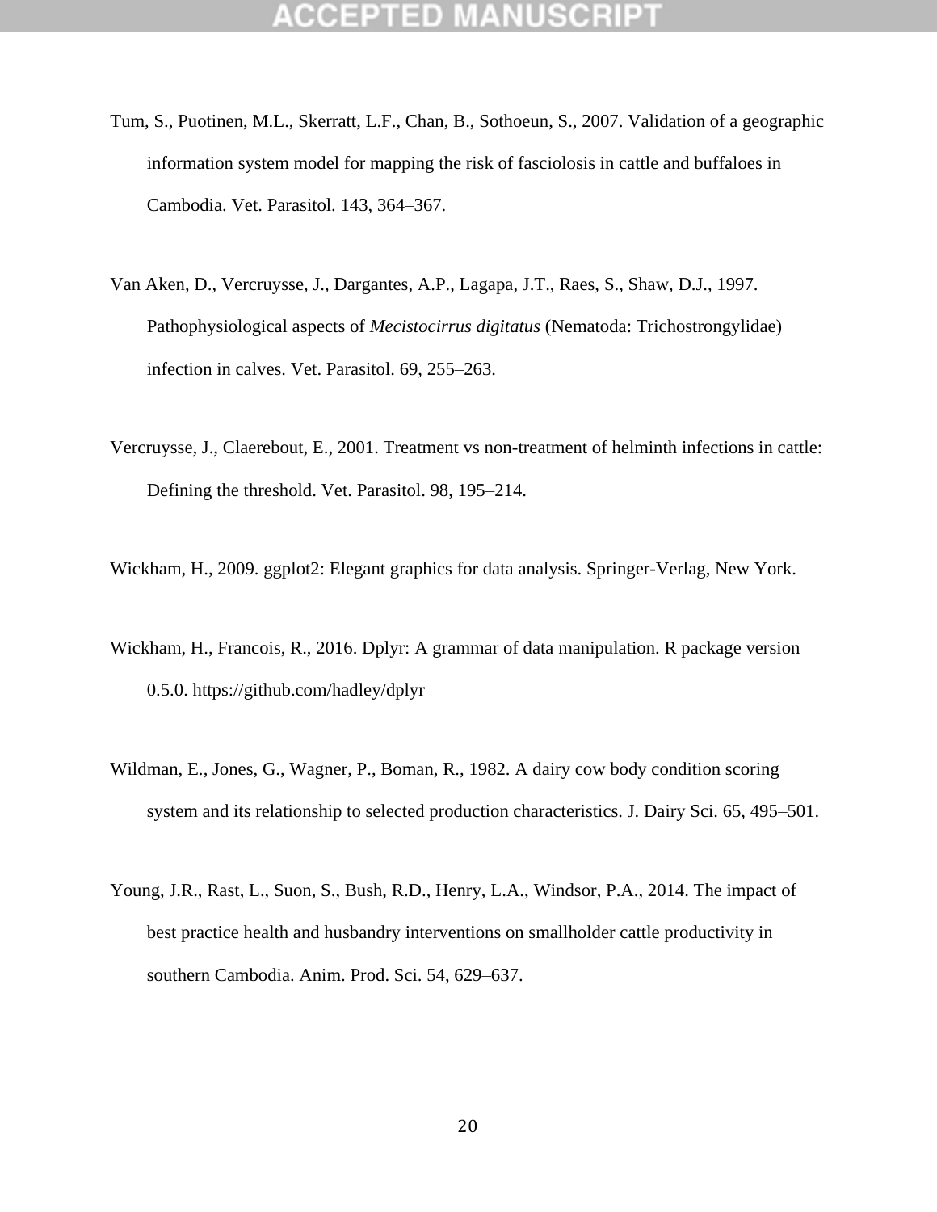Tum, S., Puotinen, M.L., Skerratt, L.F., Chan, B., Sothoeun, S., 2007. Validation of a geographic information system model for mapping the risk of fasciolosis in cattle and buffaloes in Cambodia. Vet. Parasitol. 143, 364–367.

Van Aken, D., Vercruysse, J., Dargantes, A.P., Lagapa, J.T., Raes, S., Shaw, D.J., 1997. Pathophysiological aspects of *Mecistocirrus digitatus* (Nematoda: Trichostrongylidae) infection in calves. Vet. Parasitol. 69, 255–263.

Vercruysse, J., Claerebout, E., 2001. Treatment vs non-treatment of helminth infections in cattle: Defining the threshold. Vet. Parasitol. 98, 195–214.

Wickham, H., 2009. ggplot2: Elegant graphics for data analysis. Springer-Verlag, New York.

Wickham, H., Francois, R., 2016. Dplyr: A grammar of data manipulation. R package version 0.5.0. https://github.com/hadley/dplyr

Wildman, E., Jones, G., Wagner, P., Boman, R., 1982. A dairy cow body condition scoring system and its relationship to selected production characteristics. J. Dairy Sci. 65, 495–501.

Young, J.R., Rast, L., Suon, S., Bush, R.D., Henry, L.A., Windsor, P.A., 2014. The impact of best practice health and husbandry interventions on smallholder cattle productivity in southern Cambodia. Anim. Prod. Sci. 54, 629–637.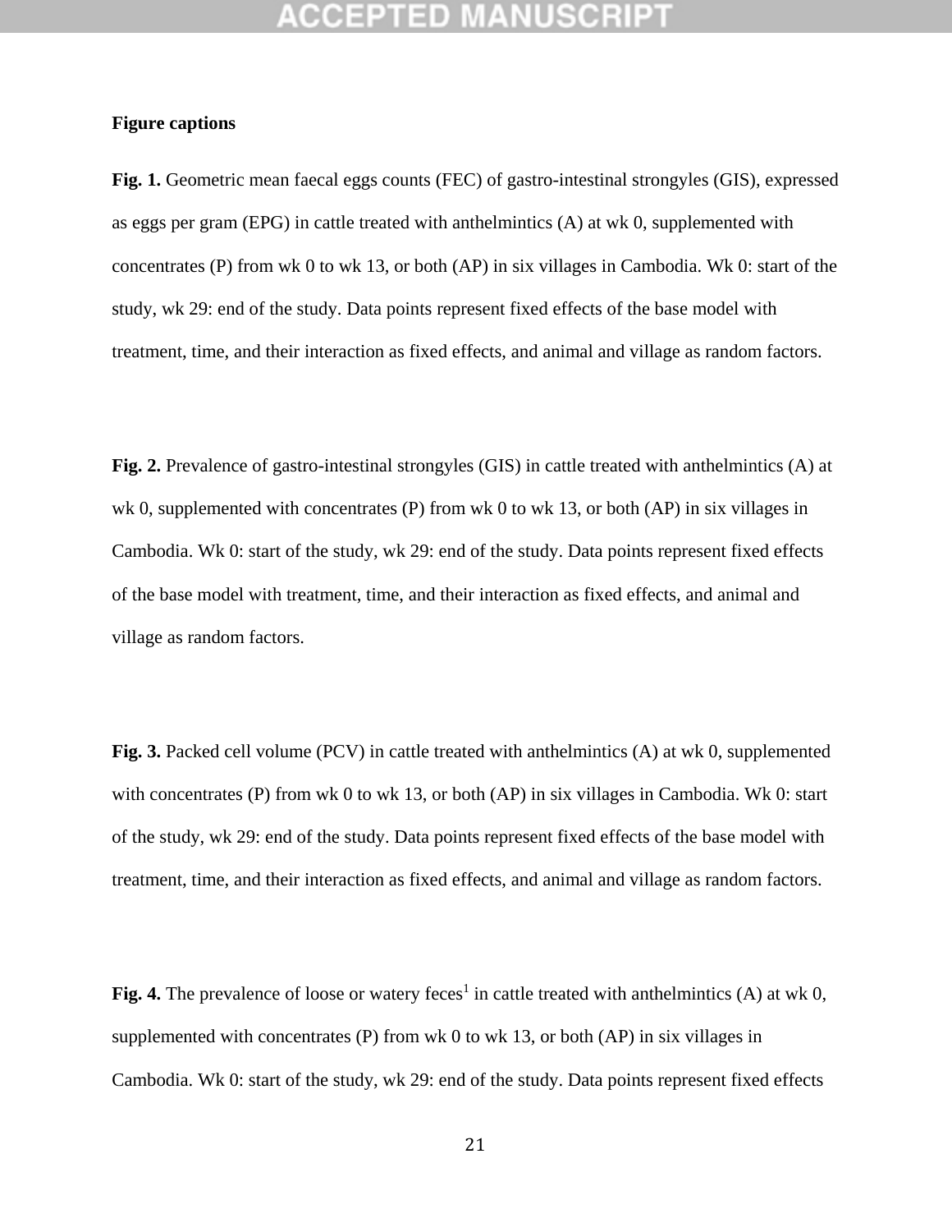**Figure captions**

**Fig. 1.** Geometric mean faecal eggs counts (FEC) of gastro-intestinal strongyles (GIS), expressed as eggs per gram (EPG) in cattle treated with anthelmintics (A) at wk 0, supplemented with concentrates (P) from wk 0 to wk 13, or both (AP) in six villages in Cambodia. Wk 0: start of the study, wk 29: end of the study. Data points represent fixed effects of the base model with treatment, time, and their interaction as fixed effects, and animal and village as random factors.

**Fig. 2.** Prevalence of gastro-intestinal strongyles (GIS) in cattle treated with anthelmintics (A) at wk 0, supplemented with concentrates (P) from wk 0 to wk 13, or both (AP) in six villages in Cambodia. Wk 0: start of the study, wk 29: end of the study. Data points represent fixed effects of the base model with treatment, time, and their interaction as fixed effects, and animal and village as random factors.

**Fig. 3.** Packed cell volume (PCV) in cattle treated with anthelmintics (A) at wk 0, supplemented with concentrates (P) from wk 0 to wk 13, or both (AP) in six villages in Cambodia. Wk 0: start of the study, wk 29: end of the study. Data points represent fixed effects of the base model with treatment, time, and their interaction as fixed effects, and animal and village as random factors.

**Fig. 4.** The prevalence of loose or watery feces[1] in cattle treated with anthelmintics (A) at wk 0, supplemented with concentrates (P) from wk 0 to wk 13, or both (AP) in six villages in Cambodia. Wk 0: start of the study, wk 29: end of the study. Data points represent fixed effects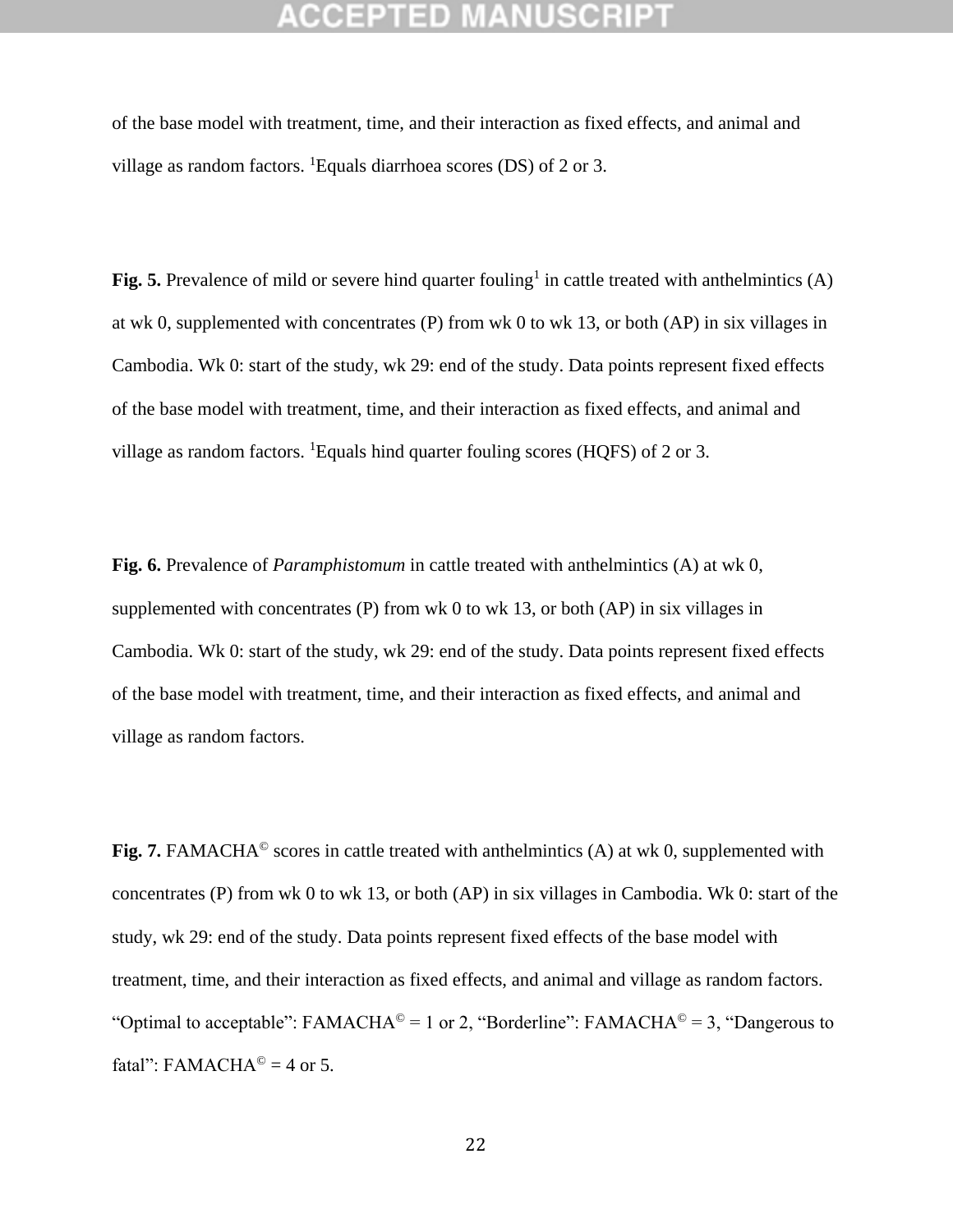of the base model with treatment, time, and their interaction as fixed effects, and animal and village as random factors. [1]Equals diarrhoea scores (DS) of 2 or 3.

**Fig. 5.** Prevalence of mild or severe hind quarter fouling[1] in cattle treated with anthelmintics (A) at wk 0, supplemented with concentrates (P) from wk 0 to wk 13, or both (AP) in six villages in Cambodia. Wk 0: start of the study, wk 29: end of the study. Data points represent fixed effects of the base model with treatment, time, and their interaction as fixed effects, and animal and village as random factors. [1]Equals hind quarter fouling scores (HQFS) of 2 or 3.

**Fig. 6.** Prevalence of *Paramphistomum* in cattle treated with anthelmintics (A) at wk 0, supplemented with concentrates (P) from wk 0 to wk 13, or both (AP) in six villages in Cambodia. Wk 0: start of the study, wk 29: end of the study. Data points represent fixed effects of the base model with treatment, time, and their interaction as fixed effects, and animal and village as random factors.

**Fig. 7.** FAMACHA© scores in cattle treated with anthelmintics (A) at wk 0, supplemented with concentrates (P) from wk 0 to wk 13, or both (AP) in six villages in Cambodia. Wk 0: start of the study, wk 29: end of the study. Data points represent fixed effects of the base model with treatment, time, and their interaction as fixed effects, and animal and village as random factors. “Optimal to acceptable”: FAMACHA© = 1 or 2, “Borderline”: FAMACHA© = 3, “Dangerous to fatal”: FAMACHA© = 4 or 5.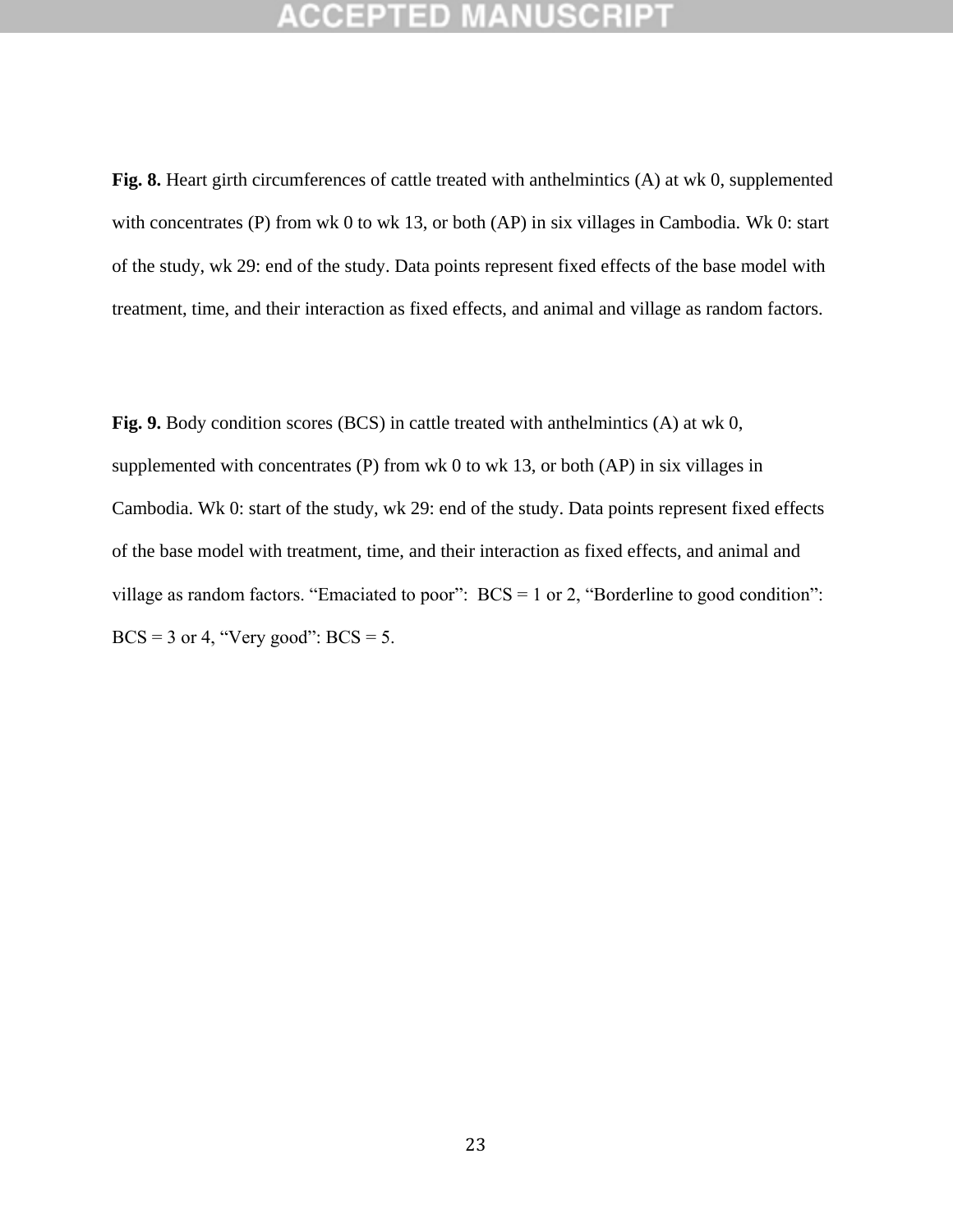**Fig. 8.** Heart girth circumferences of cattle treated with anthelmintics (A) at wk 0, supplemented with concentrates (P) from wk 0 to wk 13, or both (AP) in six villages in Cambodia. Wk 0: start of the study, wk 29: end of the study. Data points represent fixed effects of the base model with treatment, time, and their interaction as fixed effects, and animal and village as random factors.

**Fig. 9.** Body condition scores (BCS) in cattle treated with anthelmintics (A) at wk 0, supplemented with concentrates (P) from wk 0 to wk 13, or both (AP) in six villages in Cambodia. Wk 0: start of the study, wk 29: end of the study. Data points represent fixed effects of the base model with treatment, time, and their interaction as fixed effects, and animal and village as random factors. "Emaciated to poor": BCS = 1 or 2, "Borderline to good condition": BCS = 3 or 4, "Very good": BCS = 5.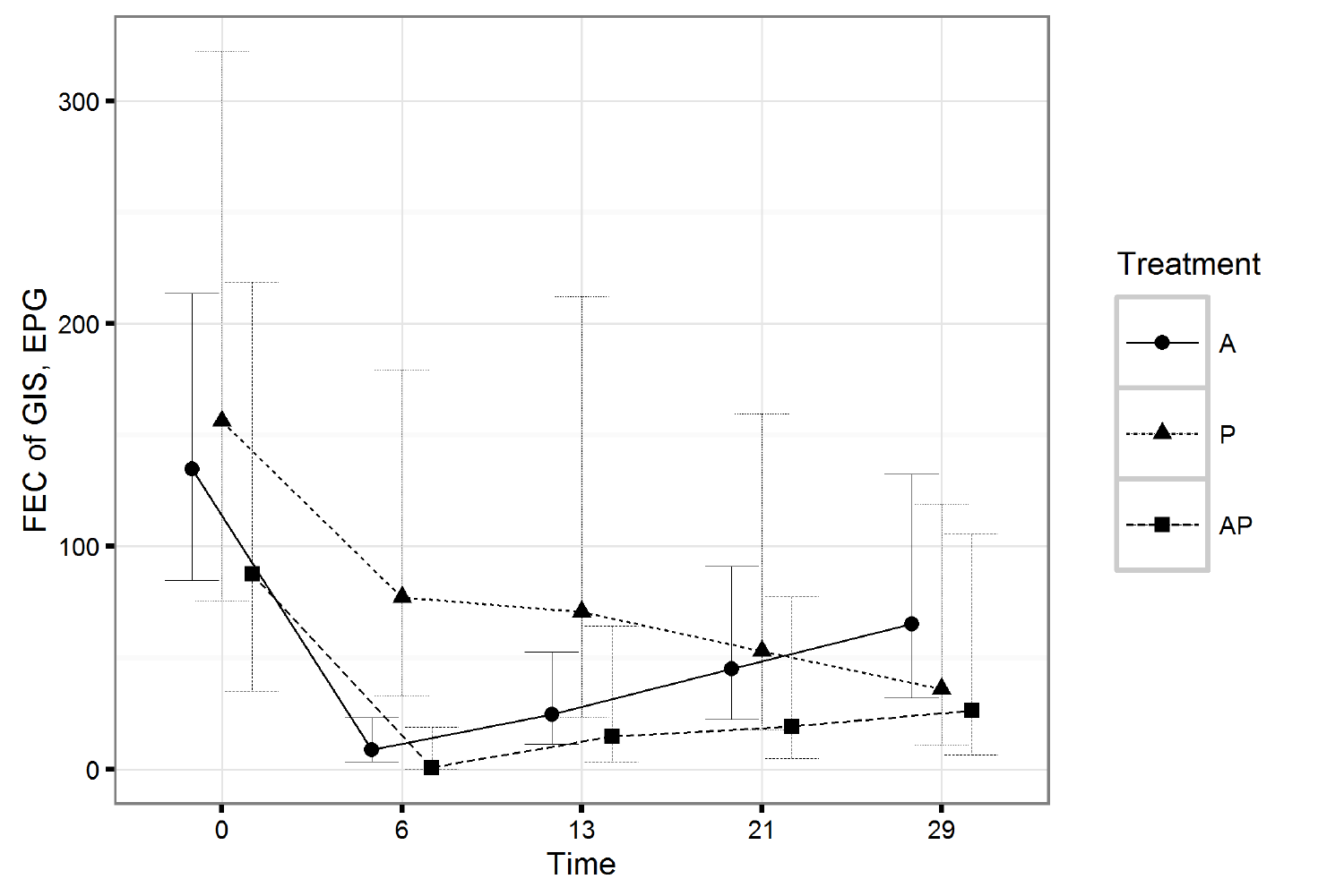FEC of GIS, EPG

300

200

100

0

0 6 13 21 29

Time

Treatment

A

P

AP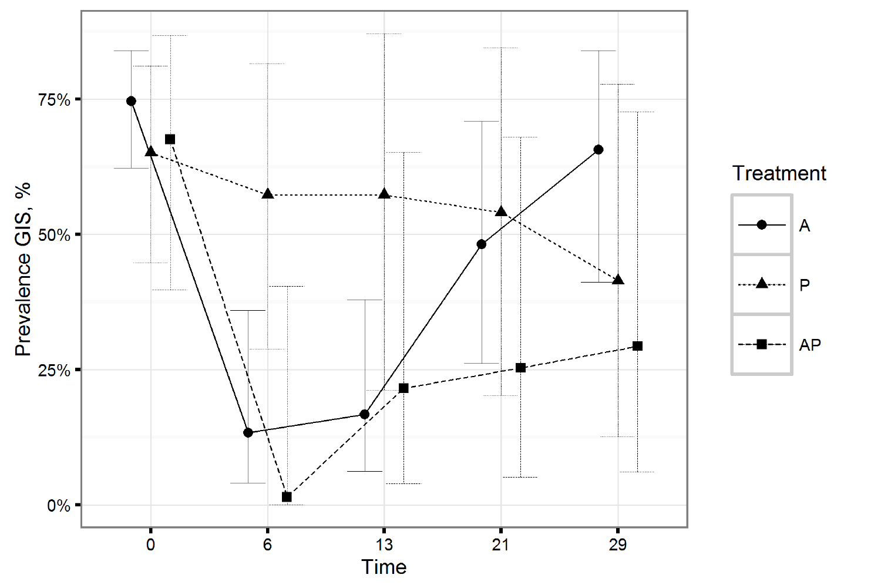Prevalence GIS, %

75%

50%

25%

0%

0 6 13 21 29

Time

Treatment

A

P

AP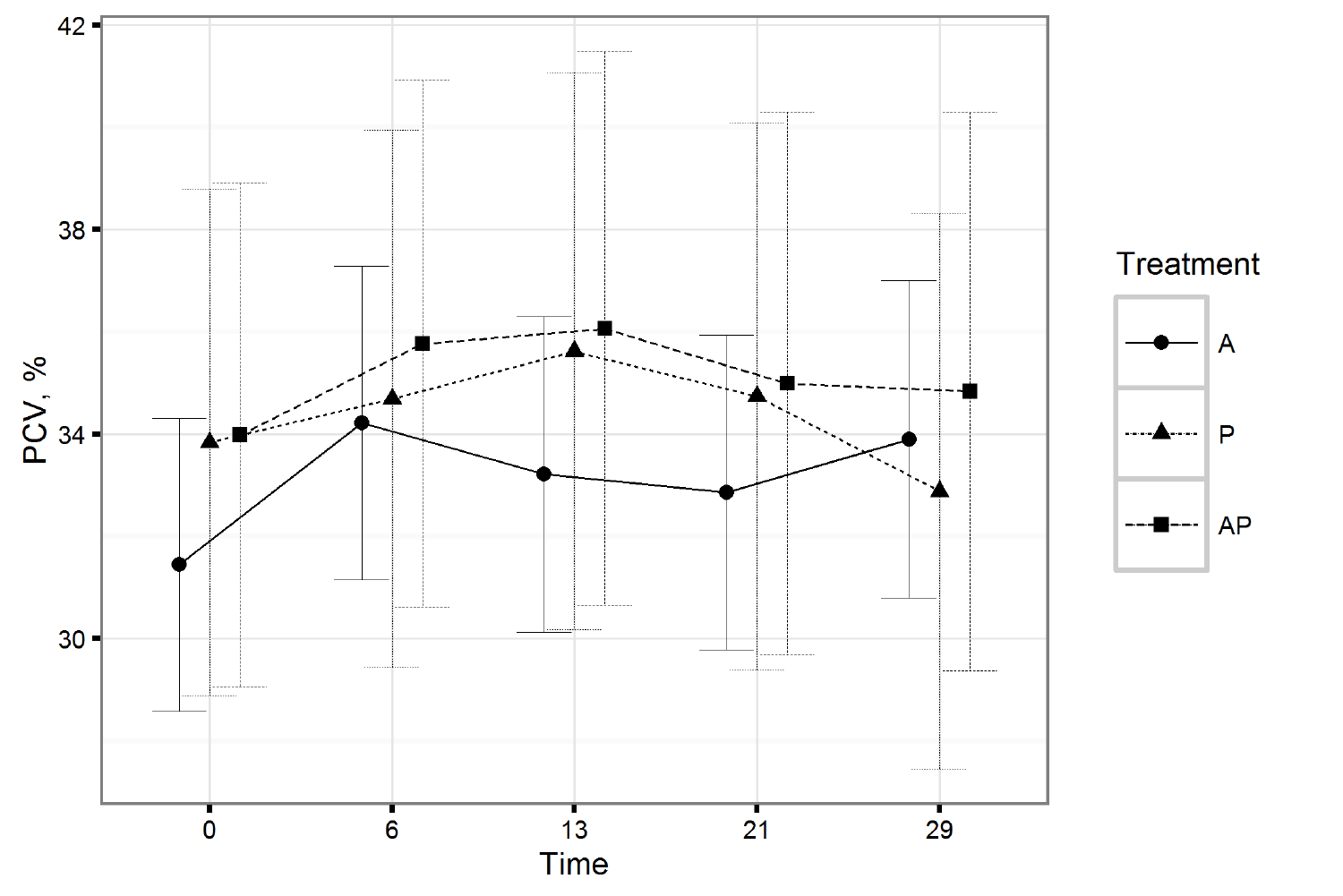PCV, %

Time

Treatment

A

P

AP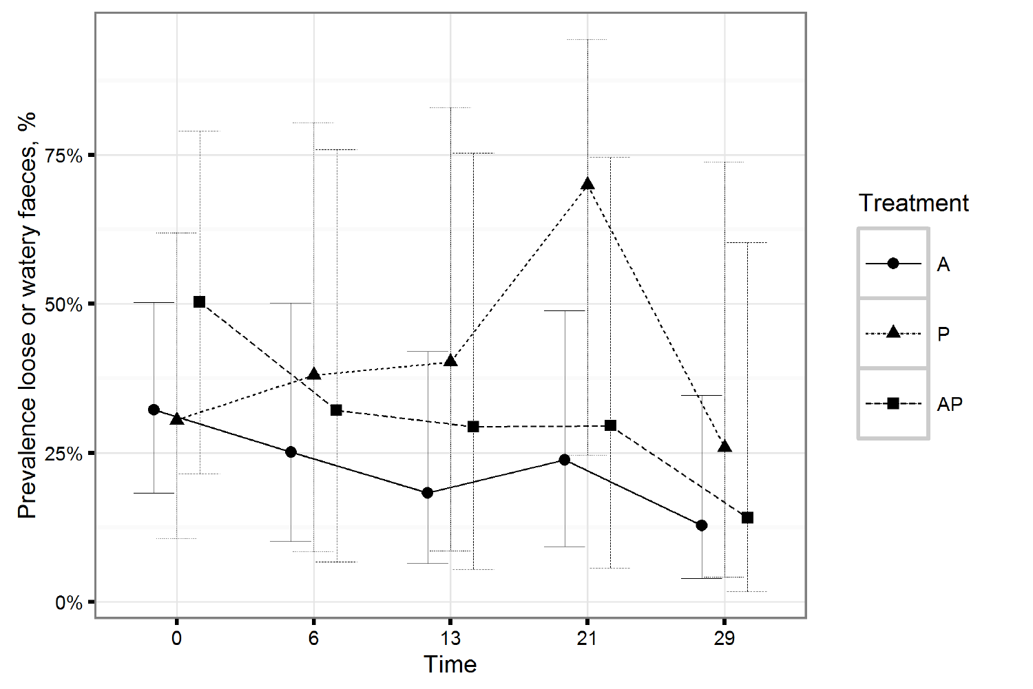Prevalence loose or watery faeces, %

75%

50%

25%

0%

0 6 13 21 29

Time

Treatment

A

P

AP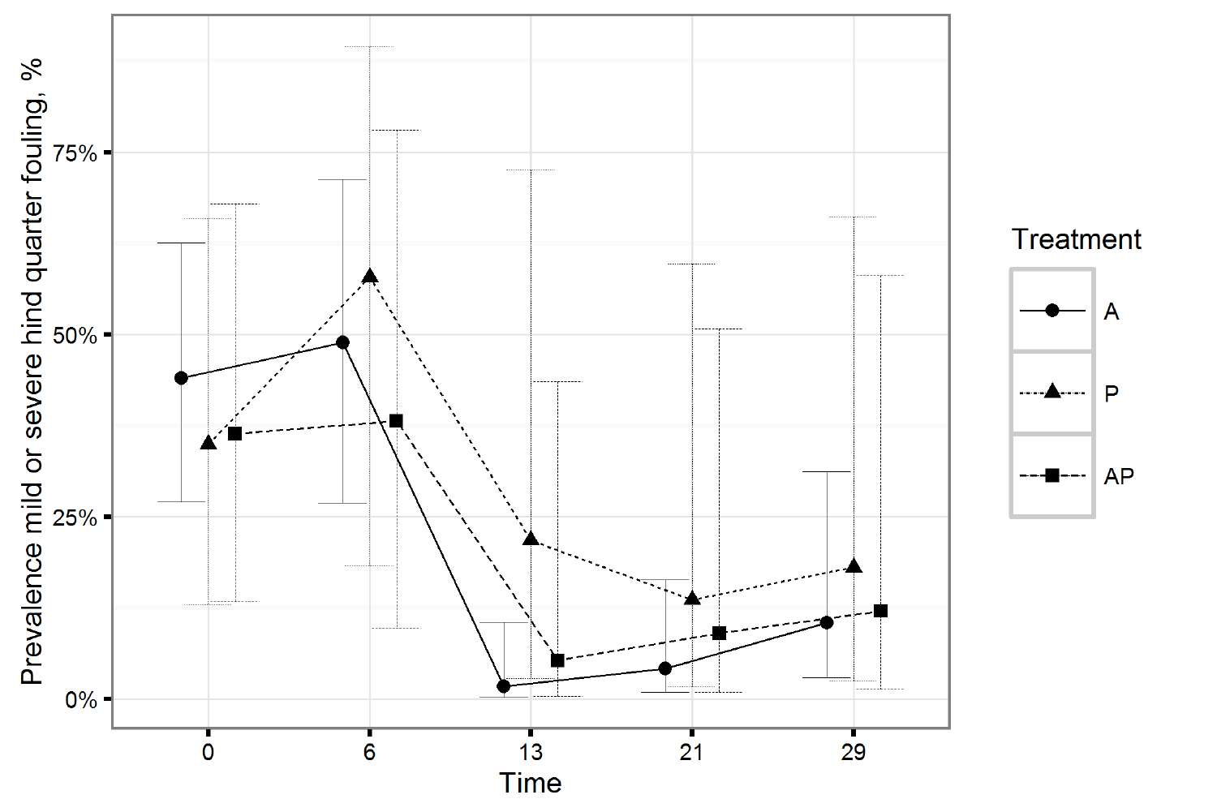Prevalence mild or severe hind quarter fouling, %

75%

50%

25%

0%

0 6 13 21 29

Time

Treatment

A

P

AP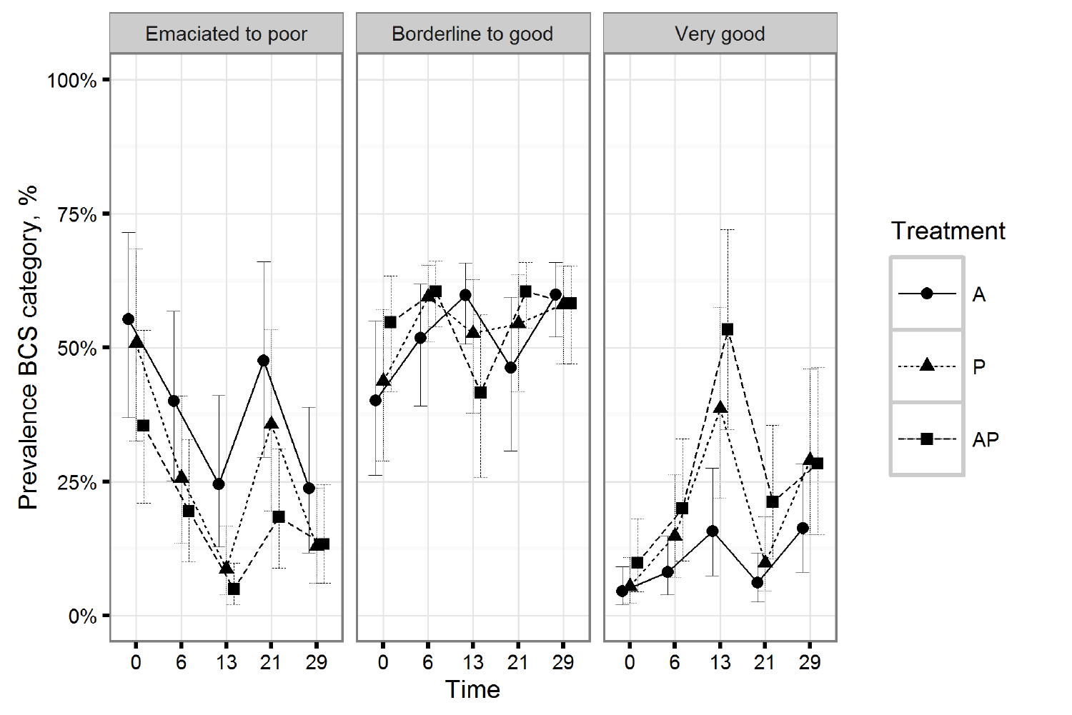Emaciated to poor | Borderline to good | Very good

Prevalence BCS category, %

100%
75%
50%
25%
0%

0 6 13 21 29

Time

Treatment

- A
- P
- AP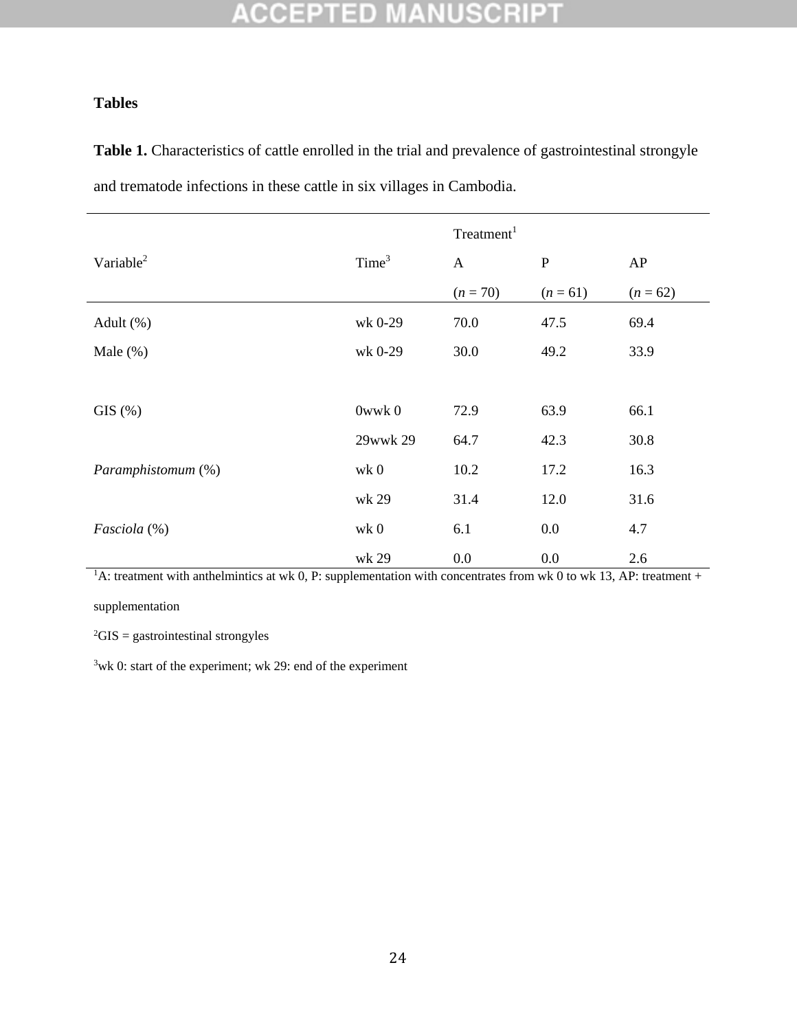## Tables

**Table 1.** Characteristics of cattle enrolled in the trial and prevalence of gastrointestinal strongyle and trematode infections in these cattle in six villages in Cambodia.

| Variable[2] | Time[3] | Treatment[1] | | |
|---|---|---|---|---|
| | | A (*n* = 70) | P (*n* = 61) | AP (*n* = 62) |
| Adult (%) | wk 0-29 | 70.0 | 47.5 | 69.4 |
| Male (%) | wk 0-29 | 30.0 | 49.2 | 33.9 |
| | | | | |
| GIS (%) | 0wwk 0 | 72.9 | 63.9 | 66.1 |
| | 29wwk 29 | 64.7 | 42.3 | 30.8 |
| *Paramphistomum* (%) | wk 0 | 10.2 | 17.2 | 16.3 |
| | wk 29 | 31.4 | 12.0 | 31.6 |
| *Fasciola* (%) | wk 0 | 6.1 | 0.0 | 4.7 |
| | wk 29 | 0.0 | 0.0 | 2.6 |

[1]A: treatment with anthelmintics at wk 0, P: supplementation with concentrates from wk 0 to wk 13, AP: treatment + supplementation

[2]GIS = gastrointestinal strongyles

[3]wk 0: start of the experiment; wk 29: end of the experiment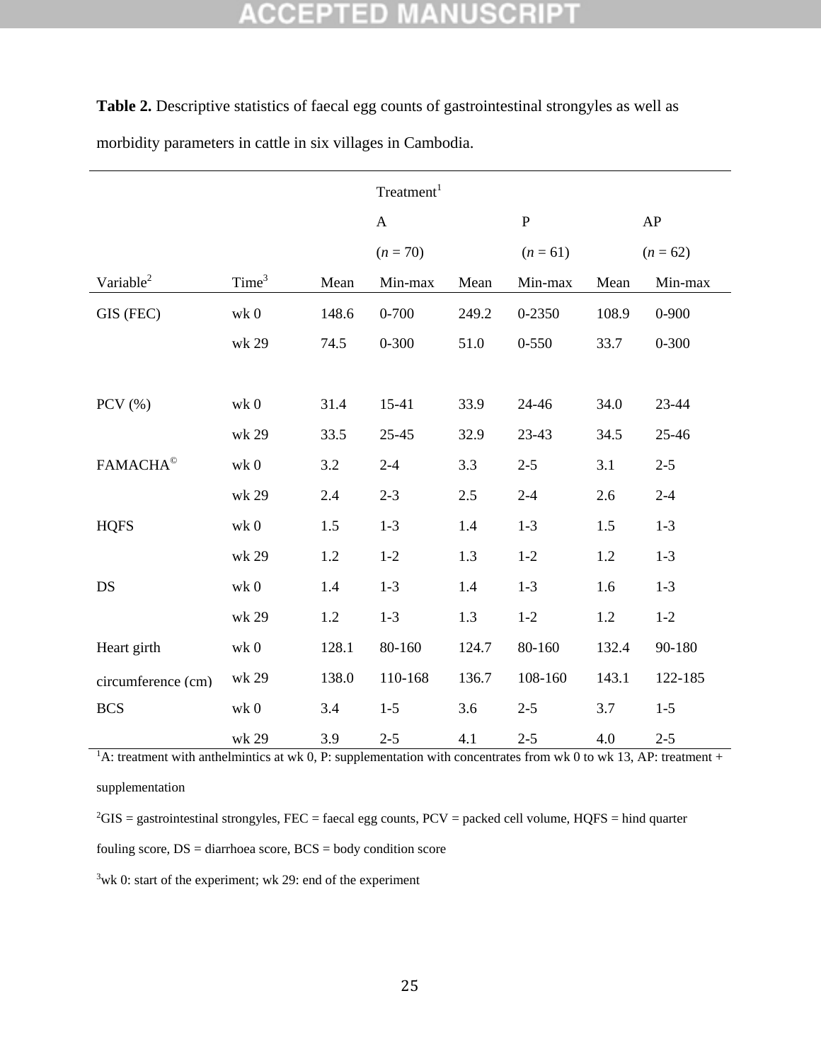**Table 2.** Descriptive statistics of faecal egg counts of gastrointestinal strongyles as well as morbidity parameters in cattle in six villages in Cambodia.

| | | Treatment[1] | | | | | |
|---|---|---|---|---|---|---|---|
| | | A | | P | | AP | |
| | | ($n$ = 70) | | ($n$ = 61) | | ($n$ = 62) | |
| Variable[2] | Time[3] | Mean | Min-max | Mean | Min-max | Mean | Min-max |
| GIS (FEC) | wk 0 | 148.6 | 0-700 | 249.2 | 0-2350 | 108.9 | 0-900 |
| | wk 29 | 74.5 | 0-300 | 51.0 | 0-550 | 33.7 | 0-300 |
| PCV (%) | wk 0 | 31.4 | 15-41 | 33.9 | 24-46 | 34.0 | 23-44 |
| | wk 29 | 33.5 | 25-45 | 32.9 | 23-43 | 34.5 | 25-46 |
| FAMACHA© | wk 0 | 3.2 | 2-4 | 3.3 | 2-5 | 3.1 | 2-5 |
| | wk 29 | 2.4 | 2-3 | 2.5 | 2-4 | 2.6 | 2-4 |
| HQFS | wk 0 | 1.5 | 1-3 | 1.4 | 1-3 | 1.5 | 1-3 |
| | wk 29 | 1.2 | 1-2 | 1.3 | 1-2 | 1.2 | 1-3 |
| DS | wk 0 | 1.4 | 1-3 | 1.4 | 1-3 | 1.6 | 1-3 |
| | wk 29 | 1.2 | 1-3 | 1.3 | 1-2 | 1.2 | 1-2 |
| Heart girth circumference (cm) | wk 0 | 128.1 | 80-160 | 124.7 | 80-160 | 132.4 | 90-180 |
| | wk 29 | 138.0 | 110-168 | 136.7 | 108-160 | 143.1 | 122-185 |
| BCS | wk 0 | 3.4 | 1-5 | 3.6 | 2-5 | 3.7 | 1-5 |
| | wk 29 | 3.9 | 2-5 | 4.1 | 2-5 | 4.0 | 2-5 |

[1]A: treatment with anthelmintics at wk 0, P: supplementation with concentrates from wk 0 to wk 13, AP: treatment + supplementation

[2]GIS = gastrointestinal strongyles, FEC = faecal egg counts, PCV = packed cell volume, HQFS = hind quarter fouling score, DS = diarrhoea score, BCS = body condition score

[3]wk 0: start of the experiment; wk 29: end of the experiment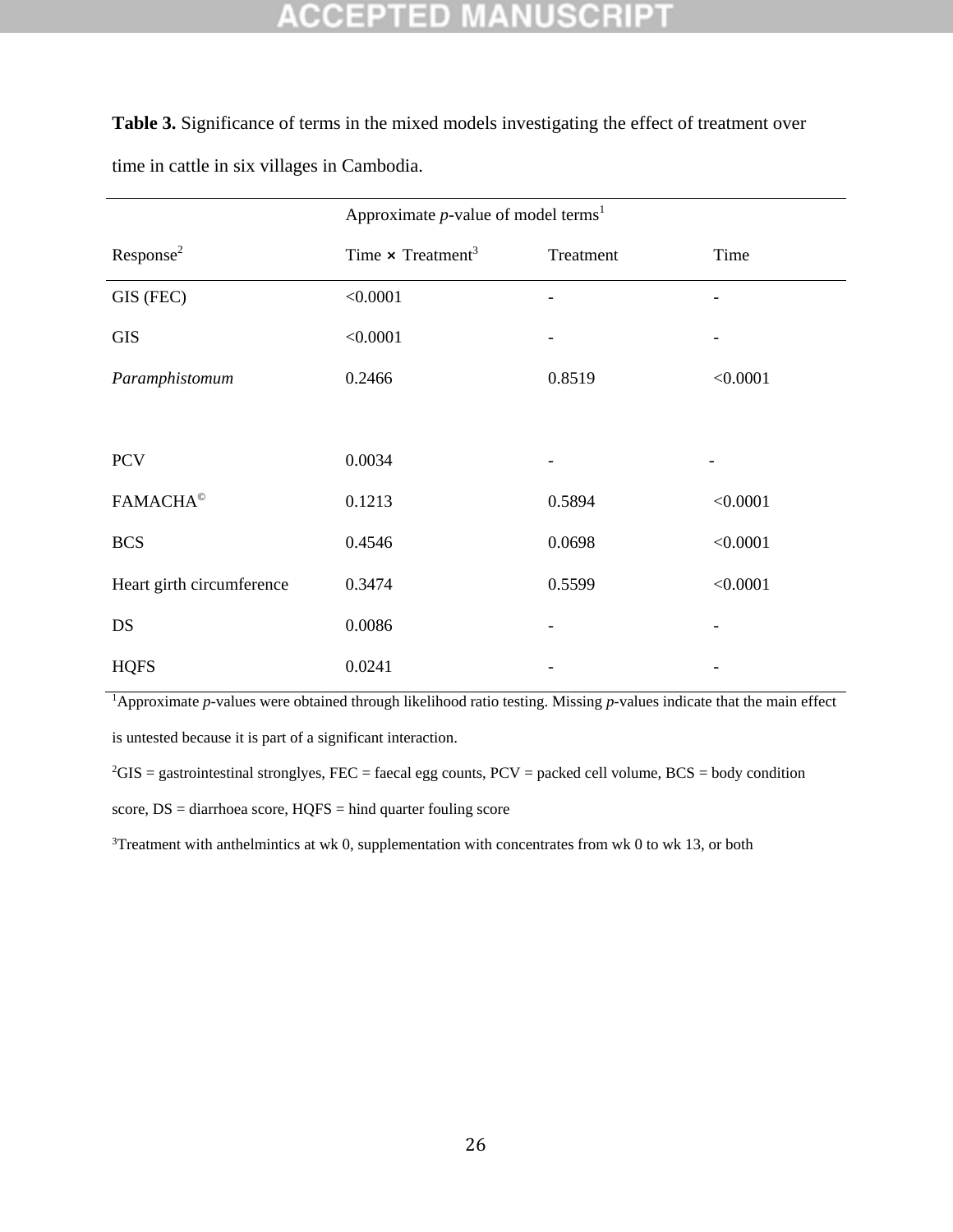**Table 3.** Significance of terms in the mixed models investigating the effect of treatment over time in cattle in six villages in Cambodia.

| | Approximate *p*-value of model terms[1] | | |
|---|---|---|---|
| Response[2] | Time × Treatment[3] | Treatment | Time |
| GIS (FEC) | <0.0001 | - | - |
| GIS | <0.0001 | - | - |
| *Paramphistomum* | 0.2466 | 0.8519 | <0.0001 |
| PCV | 0.0034 | - | - |
| FAMACHA© | 0.1213 | 0.5894 | <0.0001 |
| BCS | 0.4546 | 0.0698 | <0.0001 |
| Heart girth circumference | 0.3474 | 0.5599 | <0.0001 |
| DS | 0.0086 | - | - |
| HQFS | 0.0241 | - | - |

[1]Approximate *p*-values were obtained through likelihood ratio testing. Missing *p*-values indicate that the main effect is untested because it is part of a significant interaction.

[2]GIS = gastrointestinal stronglyes, FEC = faecal egg counts, PCV = packed cell volume, BCS = body condition score, DS = diarrhoea score, HQFS = hind quarter fouling score

[3]Treatment with anthelmintics at wk 0, supplementation with concentrates from wk 0 to wk 13, or both